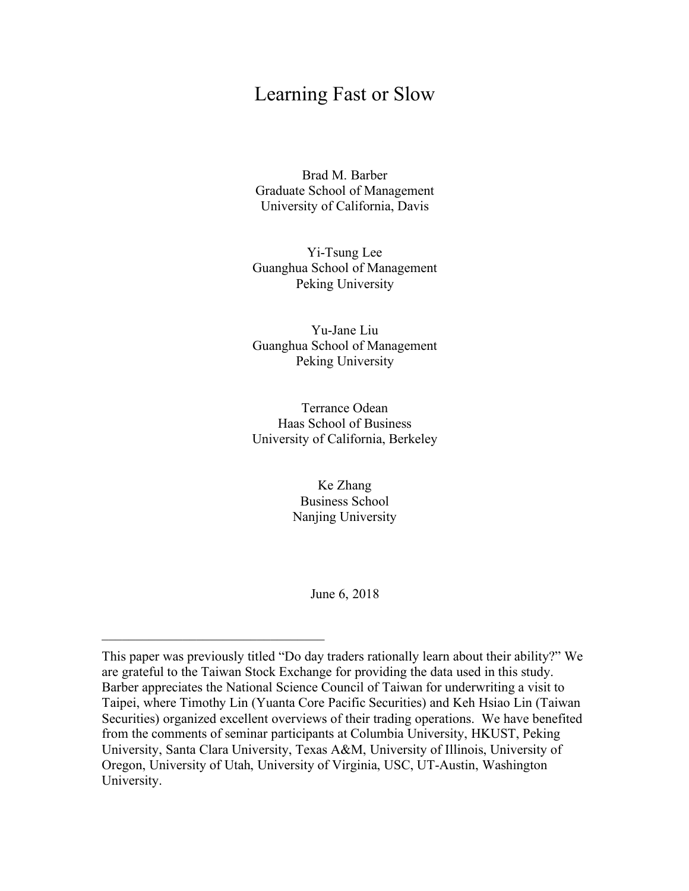# Learning Fast or Slow

Brad M. Barber
Graduate School of Management
University of California, Davis

Yi-Tsung Lee
Guanghua School of Management
Peking University

Yu-Jane Liu
Guanghua School of Management
Peking University

Terrance Odean
Haas School of Business
University of California, Berkeley

Ke Zhang
Business School
Nanjing University

June 6, 2018

---

This paper was previously titled "Do day traders rationally learn about their ability?" We are grateful to the Taiwan Stock Exchange for providing the data used in this study. Barber appreciates the National Science Council of Taiwan for underwriting a visit to Taipei, where Timothy Lin (Yuanta Core Pacific Securities) and Keh Hsiao Lin (Taiwan Securities) organized excellent overviews of their trading operations. We have benefited from the comments of seminar participants at Columbia University, HKUST, Peking University, Santa Clara University, Texas A&M, University of Illinois, University of Oregon, University of Utah, University of Virginia, USC, UT-Austin, Washington University.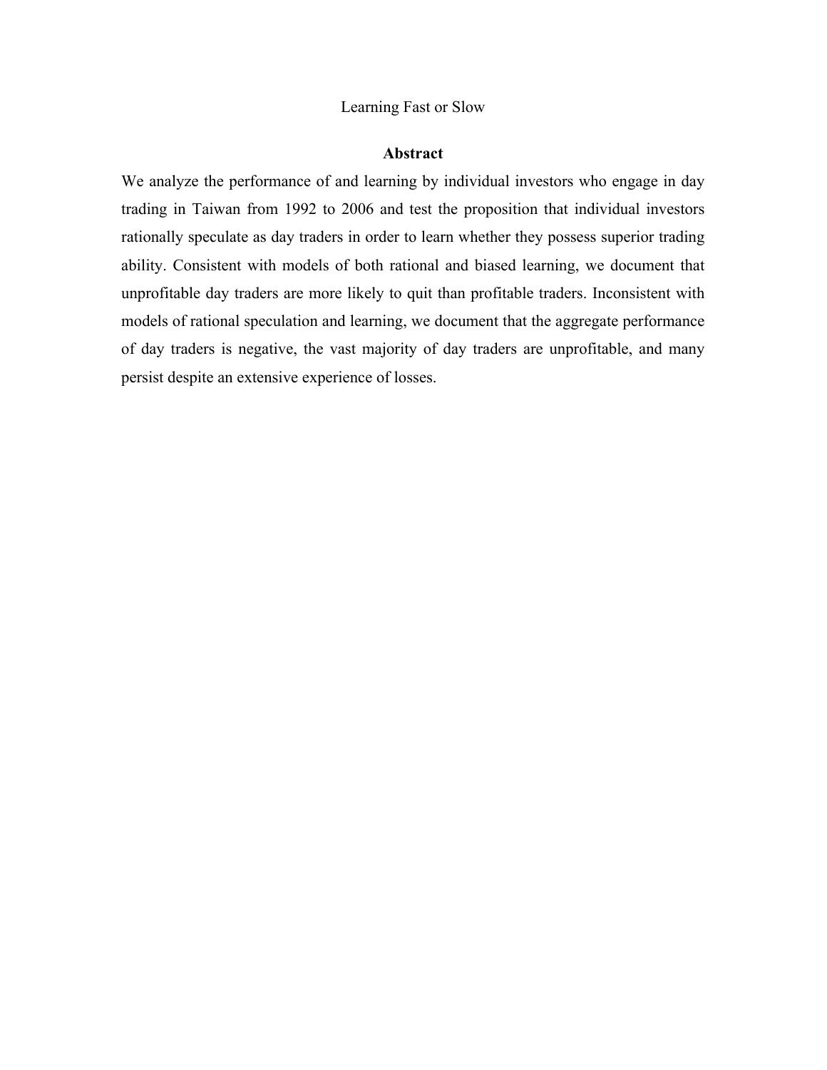Learning Fast or Slow

**Abstract**

We analyze the performance of and learning by individual investors who engage in day trading in Taiwan from 1992 to 2006 and test the proposition that individual investors rationally speculate as day traders in order to learn whether they possess superior trading ability. Consistent with models of both rational and biased learning, we document that unprofitable day traders are more likely to quit than profitable traders. Inconsistent with models of rational speculation and learning, we document that the aggregate performance of day traders is negative, the vast majority of day traders are unprofitable, and many persist despite an extensive experience of losses.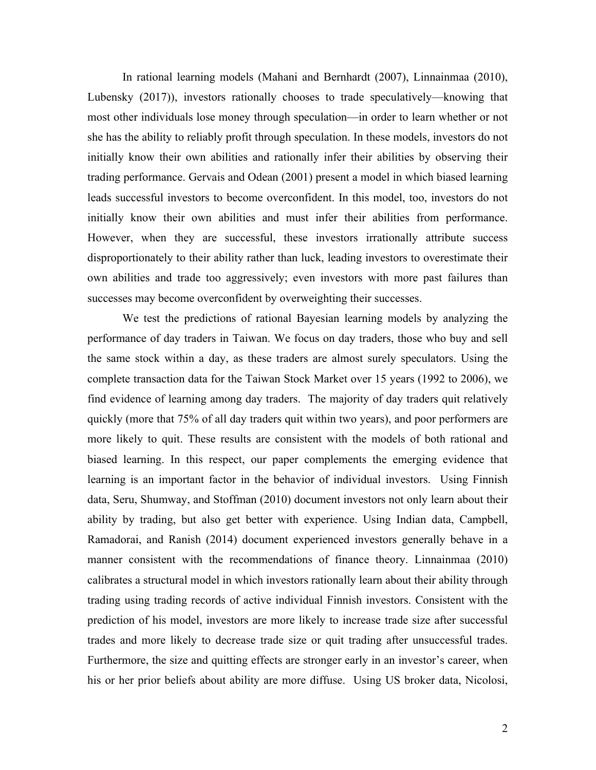In rational learning models (Mahani and Bernhardt (2007), Linnainmaa (2010), Lubensky (2017)), investors rationally chooses to trade speculatively—knowing that most other individuals lose money through speculation—in order to learn whether or not she has the ability to reliably profit through speculation. In these models, investors do not initially know their own abilities and rationally infer their abilities by observing their trading performance. Gervais and Odean (2001) present a model in which biased learning leads successful investors to become overconfident. In this model, too, investors do not initially know their own abilities and must infer their abilities from performance. However, when they are successful, these investors irrationally attribute success disproportionately to their ability rather than luck, leading investors to overestimate their own abilities and trade too aggressively; even investors with more past failures than successes may become overconfident by overweighting their successes.

We test the predictions of rational Bayesian learning models by analyzing the performance of day traders in Taiwan. We focus on day traders, those who buy and sell the same stock within a day, as these traders are almost surely speculators. Using the complete transaction data for the Taiwan Stock Market over 15 years (1992 to 2006), we find evidence of learning among day traders. The majority of day traders quit relatively quickly (more that 75% of all day traders quit within two years), and poor performers are more likely to quit. These results are consistent with the models of both rational and biased learning. In this respect, our paper complements the emerging evidence that learning is an important factor in the behavior of individual investors. Using Finnish data, Seru, Shumway, and Stoffman (2010) document investors not only learn about their ability by trading, but also get better with experience. Using Indian data, Campbell, Ramadorai, and Ranish (2014) document experienced investors generally behave in a manner consistent with the recommendations of finance theory. Linnainmaa (2010) calibrates a structural model in which investors rationally learn about their ability through trading using trading records of active individual Finnish investors. Consistent with the prediction of his model, investors are more likely to increase trade size after successful trades and more likely to decrease trade size or quit trading after unsuccessful trades. Furthermore, the size and quitting effects are stronger early in an investor's career, when his or her prior beliefs about ability are more diffuse. Using US broker data, Nicolosi,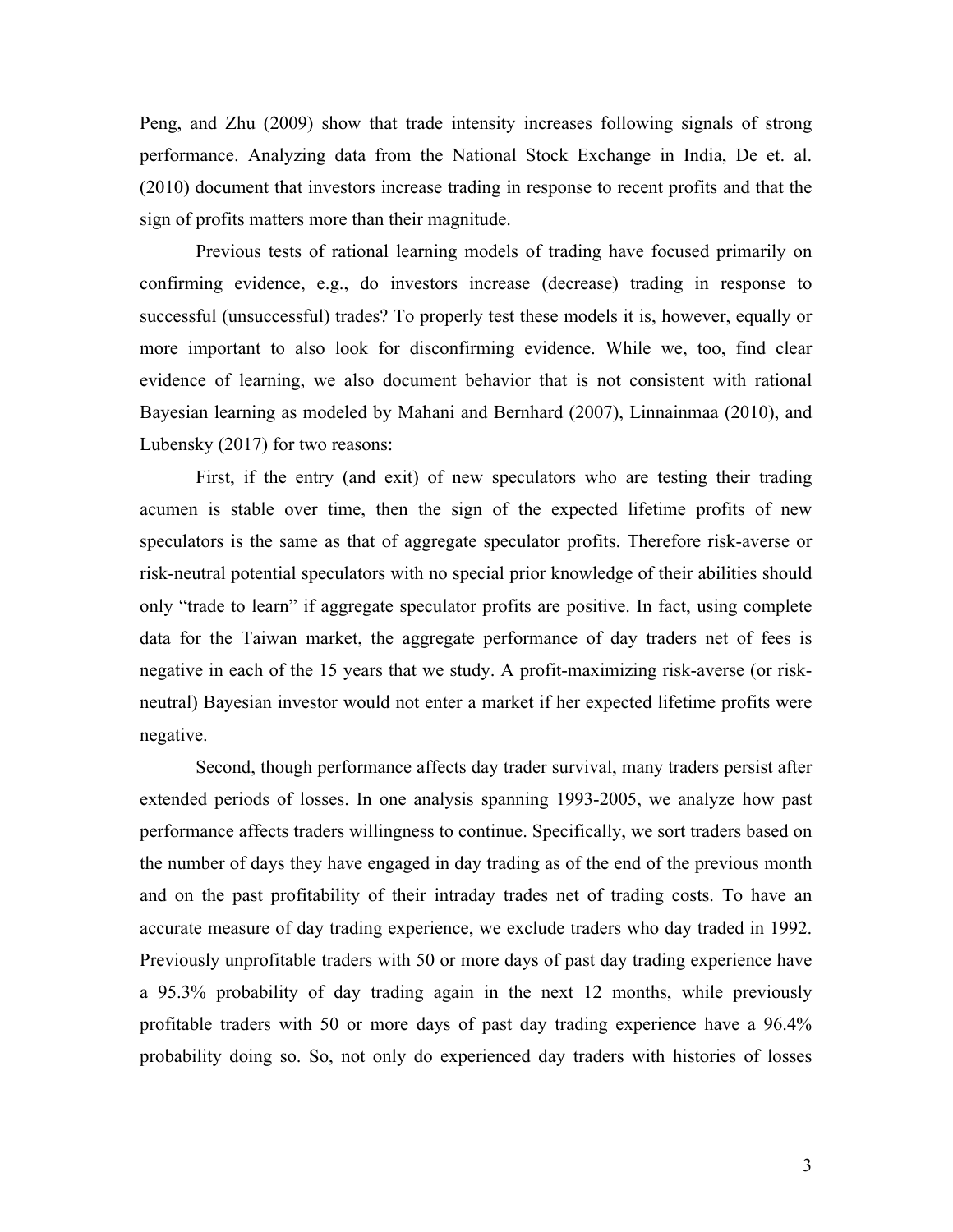Peng, and Zhu (2009) show that trade intensity increases following signals of strong performance. Analyzing data from the National Stock Exchange in India, De et. al. (2010) document that investors increase trading in response to recent profits and that the sign of profits matters more than their magnitude.

Previous tests of rational learning models of trading have focused primarily on confirming evidence, e.g., do investors increase (decrease) trading in response to successful (unsuccessful) trades? To properly test these models it is, however, equally or more important to also look for disconfirming evidence. While we, too, find clear evidence of learning, we also document behavior that is not consistent with rational Bayesian learning as modeled by Mahani and Bernhard (2007), Linnainmaa (2010), and Lubensky (2017) for two reasons:

First, if the entry (and exit) of new speculators who are testing their trading acumen is stable over time, then the sign of the expected lifetime profits of new speculators is the same as that of aggregate speculator profits. Therefore risk-averse or risk-neutral potential speculators with no special prior knowledge of their abilities should only "trade to learn" if aggregate speculator profits are positive. In fact, using complete data for the Taiwan market, the aggregate performance of day traders net of fees is negative in each of the 15 years that we study. A profit-maximizing risk-averse (or risk-neutral) Bayesian investor would not enter a market if her expected lifetime profits were negative.

Second, though performance affects day trader survival, many traders persist after extended periods of losses. In one analysis spanning 1993-2005, we analyze how past performance affects traders willingness to continue. Specifically, we sort traders based on the number of days they have engaged in day trading as of the end of the previous month and on the past profitability of their intraday trades net of trading costs. To have an accurate measure of day trading experience, we exclude traders who day traded in 1992. Previously unprofitable traders with 50 or more days of past day trading experience have a 95.3% probability of day trading again in the next 12 months, while previously profitable traders with 50 or more days of past day trading experience have a 96.4% probability doing so. So, not only do experienced day traders with histories of losses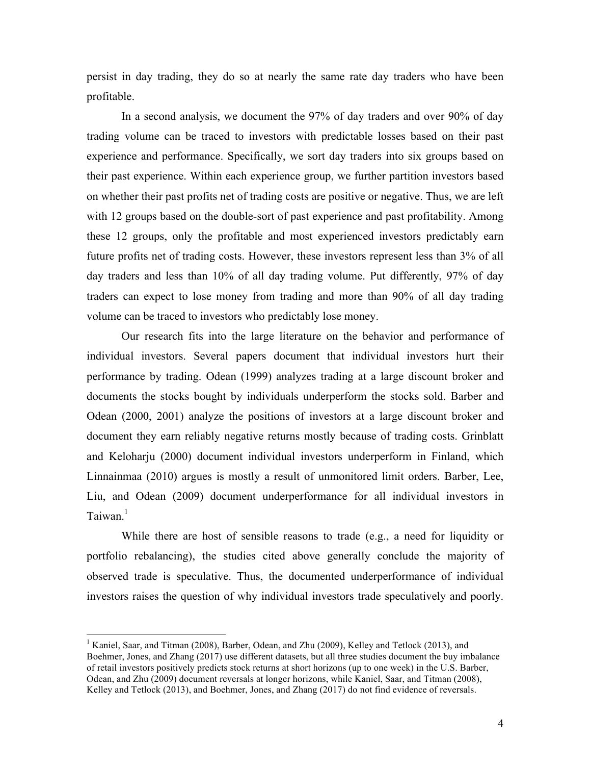persist in day trading, they do so at nearly the same rate day traders who have been profitable.

In a second analysis, we document the 97% of day traders and over 90% of day trading volume can be traced to investors with predictable losses based on their past experience and performance. Specifically, we sort day traders into six groups based on their past experience. Within each experience group, we further partition investors based on whether their past profits net of trading costs are positive or negative. Thus, we are left with 12 groups based on the double-sort of past experience and past profitability. Among these 12 groups, only the profitable and most experienced investors predictably earn future profits net of trading costs. However, these investors represent less than 3% of all day traders and less than 10% of all day trading volume. Put differently, 97% of day traders can expect to lose money from trading and more than 90% of all day trading volume can be traced to investors who predictably lose money.

Our research fits into the large literature on the behavior and performance of individual investors. Several papers document that individual investors hurt their performance by trading. Odean (1999) analyzes trading at a large discount broker and documents the stocks bought by individuals underperform the stocks sold. Barber and Odean (2000, 2001) analyze the positions of investors at a large discount broker and document they earn reliably negative returns mostly because of trading costs. Grinblatt and Keloharju (2000) document individual investors underperform in Finland, which Linnainmaa (2010) argues is mostly a result of unmonitored limit orders. Barber, Lee, Liu, and Odean (2009) document underperformance for all individual investors in Taiwan.[1]

While there are host of sensible reasons to trade (e.g., a need for liquidity or portfolio rebalancing), the studies cited above generally conclude the majority of observed trade is speculative. Thus, the documented underperformance of individual investors raises the question of why individual investors trade speculatively and poorly.

[1] Kaniel, Saar, and Titman (2008), Barber, Odean, and Zhu (2009), Kelley and Tetlock (2013), and Boehmer, Jones, and Zhang (2017) use different datasets, but all three studies document the buy imbalance of retail investors positively predicts stock returns at short horizons (up to one week) in the U.S. Barber, Odean, and Zhu (2009) document reversals at longer horizons, while Kaniel, Saar, and Titman (2008), Kelley and Tetlock (2013), and Boehmer, Jones, and Zhang (2017) do not find evidence of reversals.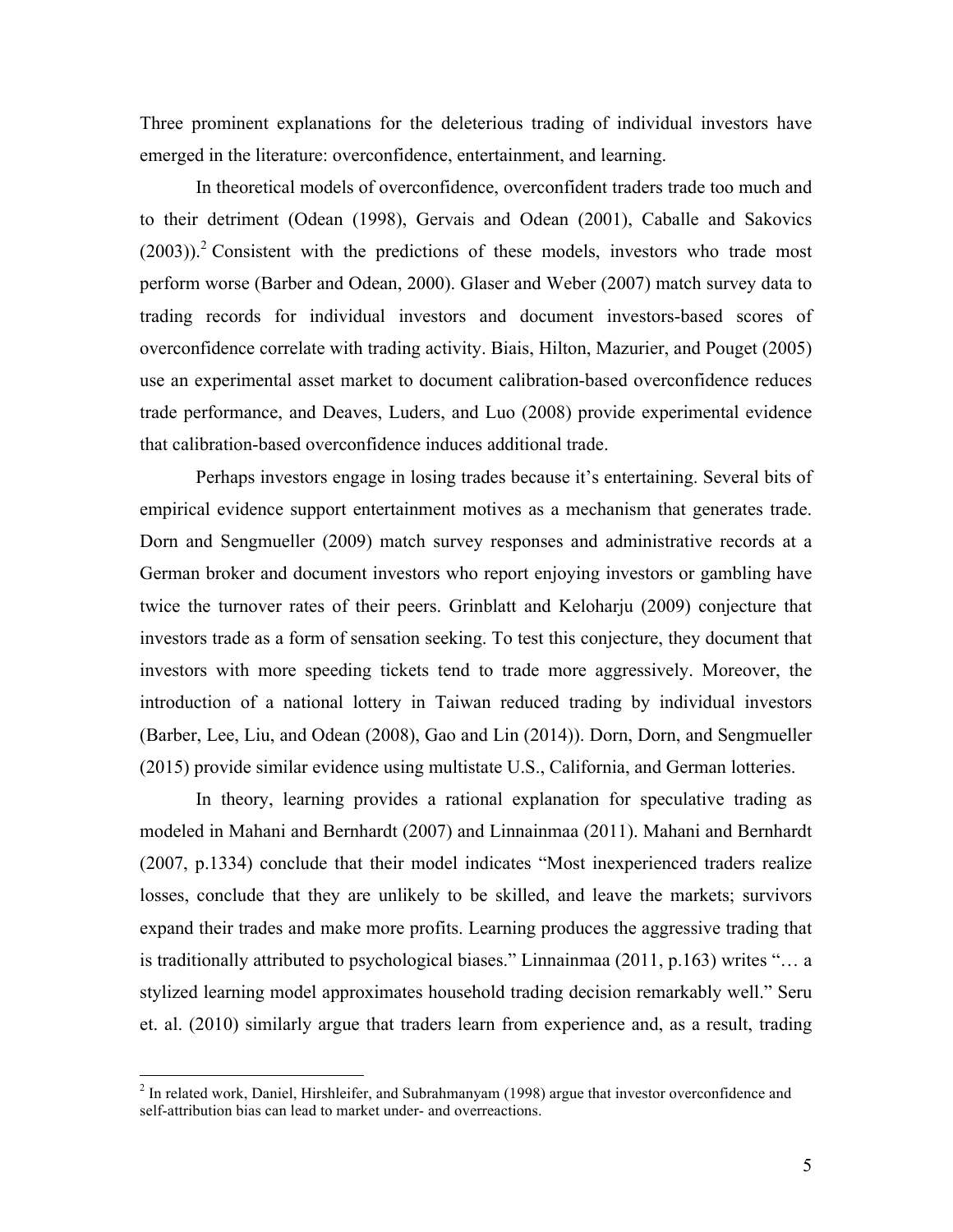Three prominent explanations for the deleterious trading of individual investors have emerged in the literature: overconfidence, entertainment, and learning.

In theoretical models of overconfidence, overconfident traders trade too much and to their detriment (Odean (1998), Gervais and Odean (2001), Caballe and Sakovics (2003)).[2] Consistent with the predictions of these models, investors who trade most perform worse (Barber and Odean, 2000). Glaser and Weber (2007) match survey data to trading records for individual investors and document investors-based scores of overconfidence correlate with trading activity. Biais, Hilton, Mazurier, and Pouget (2005) use an experimental asset market to document calibration-based overconfidence reduces trade performance, and Deaves, Luders, and Luo (2008) provide experimental evidence that calibration-based overconfidence induces additional trade.

Perhaps investors engage in losing trades because it's entertaining. Several bits of empirical evidence support entertainment motives as a mechanism that generates trade. Dorn and Sengmueller (2009) match survey responses and administrative records at a German broker and document investors who report enjoying investors or gambling have twice the turnover rates of their peers. Grinblatt and Keloharju (2009) conjecture that investors trade as a form of sensation seeking. To test this conjecture, they document that investors with more speeding tickets tend to trade more aggressively. Moreover, the introduction of a national lottery in Taiwan reduced trading by individual investors (Barber, Lee, Liu, and Odean (2008), Gao and Lin (2014)). Dorn, Dorn, and Sengmueller (2015) provide similar evidence using multistate U.S., California, and German lotteries.

In theory, learning provides a rational explanation for speculative trading as modeled in Mahani and Bernhardt (2007) and Linnainmaa (2011). Mahani and Bernhardt (2007, p.1334) conclude that their model indicates "Most inexperienced traders realize losses, conclude that they are unlikely to be skilled, and leave the markets; survivors expand their trades and make more profits. Learning produces the aggressive trading that is traditionally attributed to psychological biases." Linnainmaa (2011, p.163) writes "… a stylized learning model approximates household trading decision remarkably well." Seru et. al. (2010) similarly argue that traders learn from experience and, as a result, trading

[2] In related work, Daniel, Hirshleifer, and Subrahmanyam (1998) argue that investor overconfidence and self-attribution bias can lead to market under- and overreactions.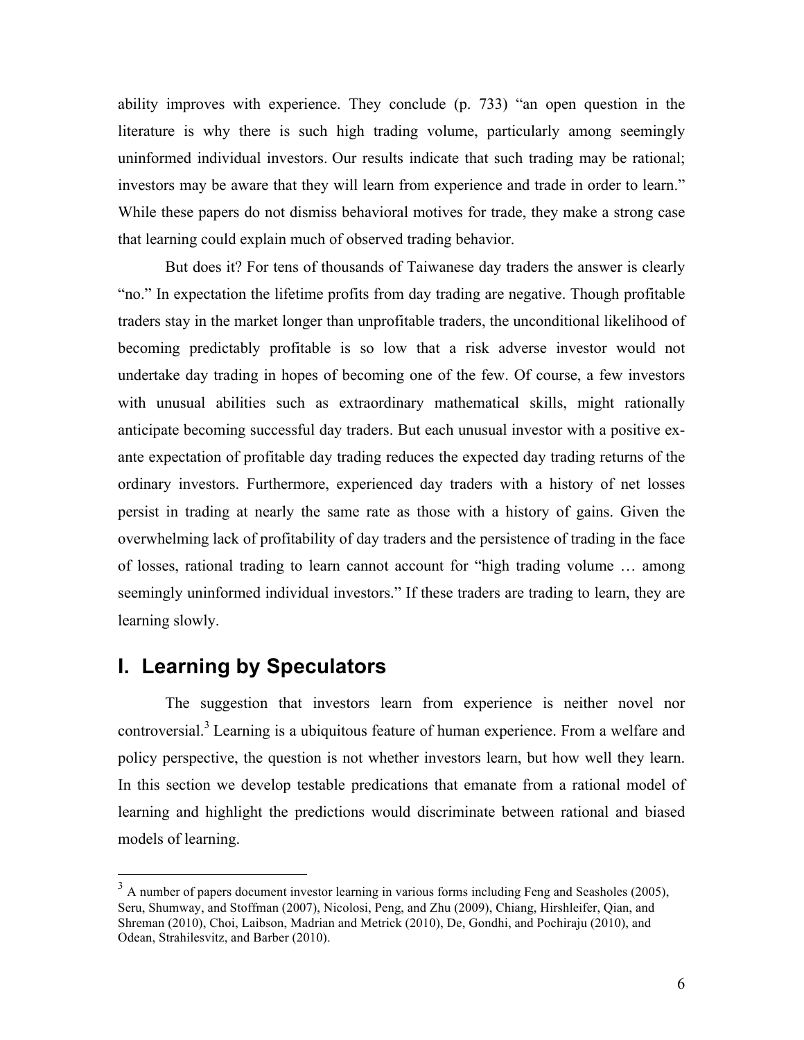ability improves with experience. They conclude (p. 733) "an open question in the literature is why there is such high trading volume, particularly among seemingly uninformed individual investors. Our results indicate that such trading may be rational; investors may be aware that they will learn from experience and trade in order to learn." While these papers do not dismiss behavioral motives for trade, they make a strong case that learning could explain much of observed trading behavior.

But does it? For tens of thousands of Taiwanese day traders the answer is clearly "no." In expectation the lifetime profits from day trading are negative. Though profitable traders stay in the market longer than unprofitable traders, the unconditional likelihood of becoming predictably profitable is so low that a risk adverse investor would not undertake day trading in hopes of becoming one of the few. Of course, a few investors with unusual abilities such as extraordinary mathematical skills, might rationally anticipate becoming successful day traders. But each unusual investor with a positive ex-ante expectation of profitable day trading reduces the expected day trading returns of the ordinary investors. Furthermore, experienced day traders with a history of net losses persist in trading at nearly the same rate as those with a history of gains. Given the overwhelming lack of profitability of day traders and the persistence of trading in the face of losses, rational trading to learn cannot account for "high trading volume … among seemingly uninformed individual investors." If these traders are trading to learn, they are learning slowly.

## I. Learning by Speculators

The suggestion that investors learn from experience is neither novel nor controversial.[3] Learning is a ubiquitous feature of human experience. From a welfare and policy perspective, the question is not whether investors learn, but how well they learn. In this section we develop testable predications that emanate from a rational model of learning and highlight the predictions would discriminate between rational and biased models of learning.

[3] A number of papers document investor learning in various forms including Feng and Seasholes (2005), Seru, Shumway, and Stoffman (2007), Nicolosi, Peng, and Zhu (2009), Chiang, Hirshleifer, Qian, and Shreman (2010), Choi, Laibson, Madrian and Metrick (2010), De, Gondhi, and Pochiraju (2010), and Odean, Strahilesvitz, and Barber (2010).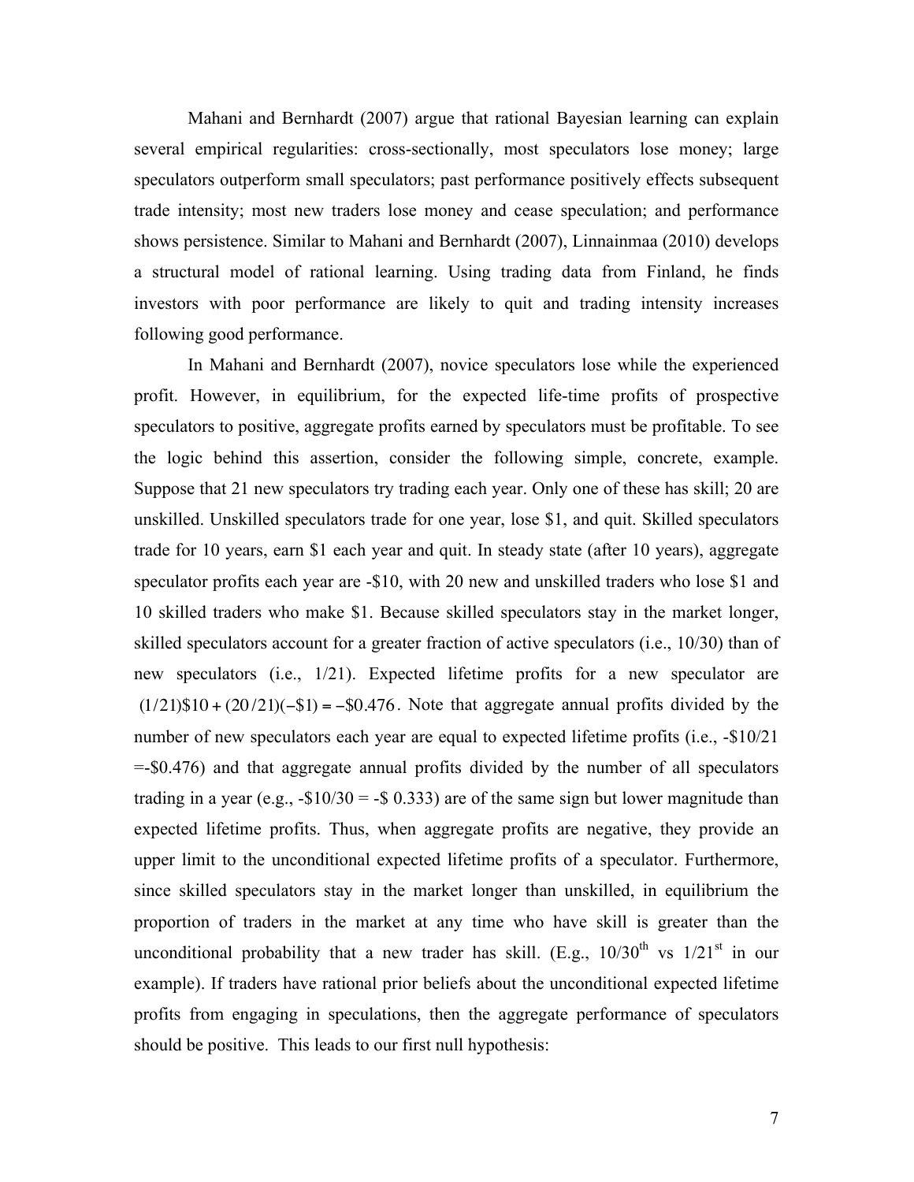Mahani and Bernhardt (2007) argue that rational Bayesian learning can explain several empirical regularities: cross-sectionally, most speculators lose money; large speculators outperform small speculators; past performance positively effects subsequent trade intensity; most new traders lose money and cease speculation; and performance shows persistence. Similar to Mahani and Bernhardt (2007), Linnainmaa (2010) develops a structural model of rational learning. Using trading data from Finland, he finds investors with poor performance are likely to quit and trading intensity increases following good performance.

In Mahani and Bernhardt (2007), novice speculators lose while the experienced profit. However, in equilibrium, for the expected life-time profits of prospective speculators to positive, aggregate profits earned by speculators must be profitable. To see the logic behind this assertion, consider the following simple, concrete, example. Suppose that 21 new speculators try trading each year. Only one of these has skill; 20 are unskilled. Unskilled speculators trade for one year, lose \$1, and quit. Skilled speculators trade for 10 years, earn \$1 each year and quit. In steady state (after 10 years), aggregate speculator profits each year are -\$10, with 20 new and unskilled traders who lose \$1 and 10 skilled traders who make \$1. Because skilled speculators stay in the market longer, skilled speculators account for a greater fraction of active speculators (i.e., 10/30) than of new speculators (i.e., 1/21). Expected lifetime profits for a new speculator are $(1/21)\$10 + (20/21)(-\$1) = -\$0.476$. Note that aggregate annual profits divided by the number of new speculators each year are equal to expected lifetime profits (i.e., -\$10/21 =-\$0.476) and that aggregate annual profits divided by the number of all speculators trading in a year (e.g., -\$10/30 = -\$ 0.333) are of the same sign but lower magnitude than expected lifetime profits. Thus, when aggregate profits are negative, they provide an upper limit to the unconditional expected lifetime profits of a speculator. Furthermore, since skilled speculators stay in the market longer than unskilled, in equilibrium the proportion of traders in the market at any time who have skill is greater than the unconditional probability that a new trader has skill. (E.g., 10/30th vs 1/21st in our example). If traders have rational prior beliefs about the unconditional expected lifetime profits from engaging in speculations, then the aggregate performance of speculators should be positive. This leads to our first null hypothesis: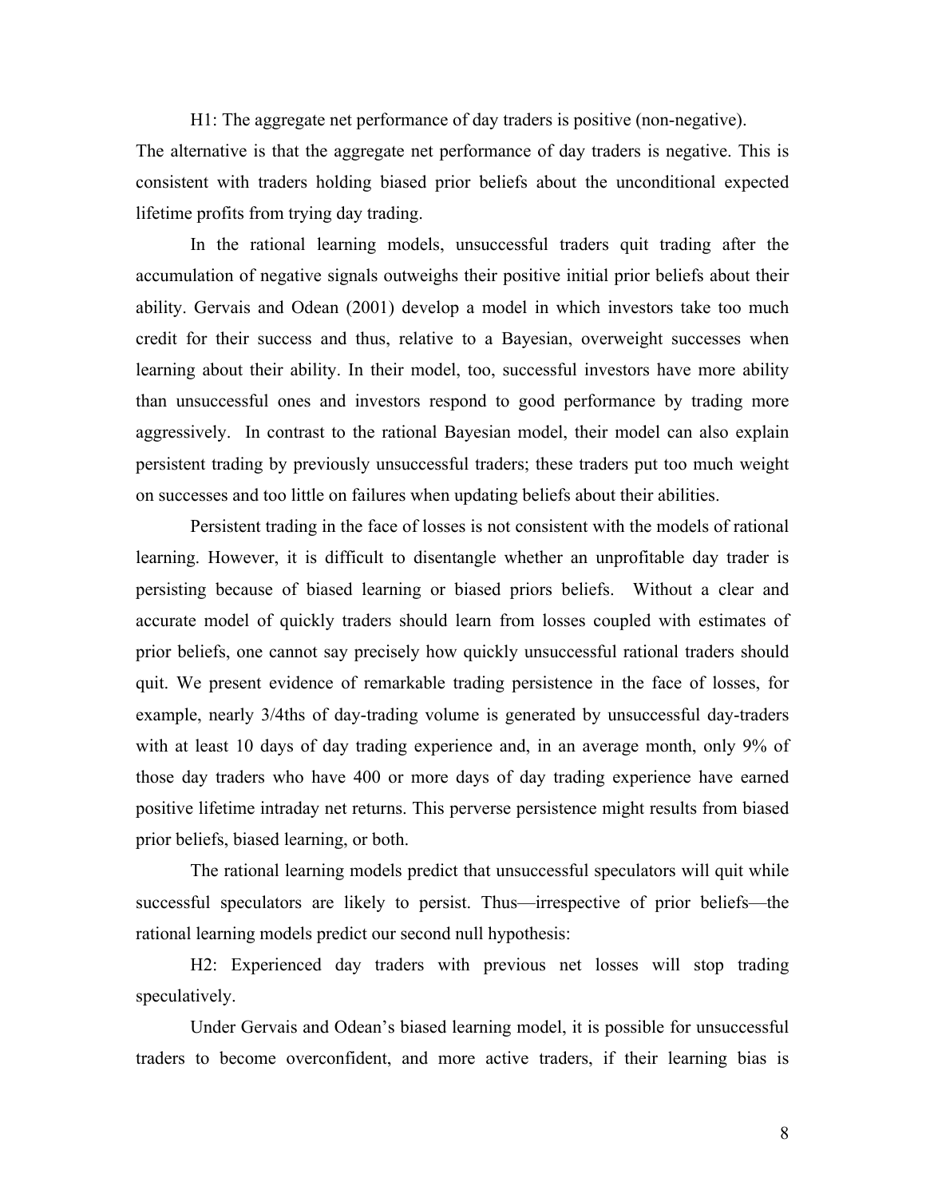H1: The aggregate net performance of day traders is positive (non-negative).

The alternative is that the aggregate net performance of day traders is negative. This is consistent with traders holding biased prior beliefs about the unconditional expected lifetime profits from trying day trading.

In the rational learning models, unsuccessful traders quit trading after the accumulation of negative signals outweighs their positive initial prior beliefs about their ability. Gervais and Odean (2001) develop a model in which investors take too much credit for their success and thus, relative to a Bayesian, overweight successes when learning about their ability. In their model, too, successful investors have more ability than unsuccessful ones and investors respond to good performance by trading more aggressively. In contrast to the rational Bayesian model, their model can also explain persistent trading by previously unsuccessful traders; these traders put too much weight on successes and too little on failures when updating beliefs about their abilities.

Persistent trading in the face of losses is not consistent with the models of rational learning. However, it is difficult to disentangle whether an unprofitable day trader is persisting because of biased learning or biased priors beliefs. Without a clear and accurate model of quickly traders should learn from losses coupled with estimates of prior beliefs, one cannot say precisely how quickly unsuccessful rational traders should quit. We present evidence of remarkable trading persistence in the face of losses, for example, nearly 3/4ths of day-trading volume is generated by unsuccessful day-traders with at least 10 days of day trading experience and, in an average month, only 9% of those day traders who have 400 or more days of day trading experience have earned positive lifetime intraday net returns. This perverse persistence might results from biased prior beliefs, biased learning, or both.

The rational learning models predict that unsuccessful speculators will quit while successful speculators are likely to persist. Thus—irrespective of prior beliefs—the rational learning models predict our second null hypothesis:

H2: Experienced day traders with previous net losses will stop trading speculatively.

Under Gervais and Odean's biased learning model, it is possible for unsuccessful traders to become overconfident, and more active traders, if their learning bias is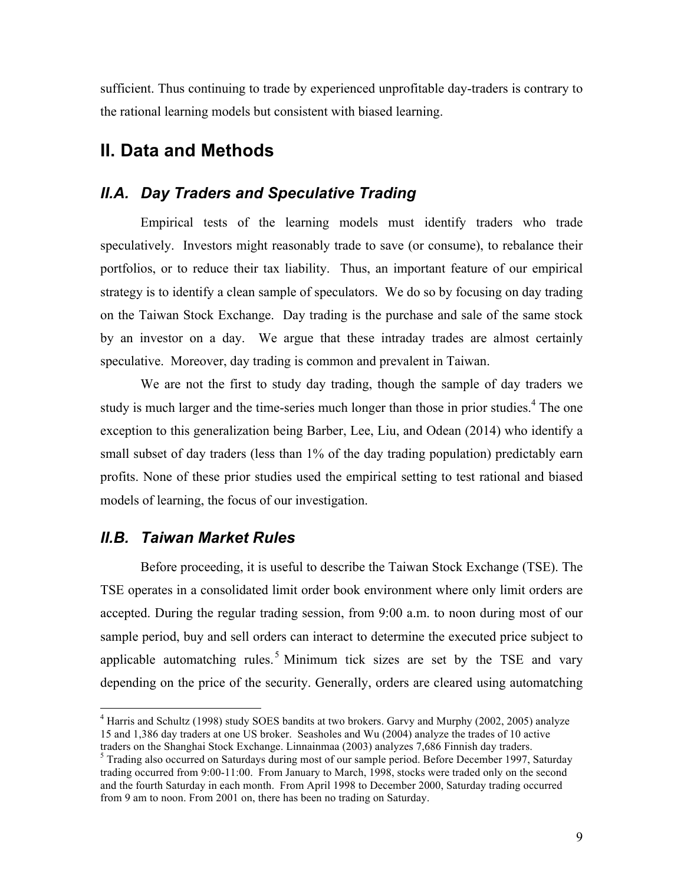sufficient. Thus continuing to trade by experienced unprofitable day-traders is contrary to the rational learning models but consistent with biased learning.

## II. Data and Methods

### *II.A. Day Traders and Speculative Trading*

Empirical tests of the learning models must identify traders who trade speculatively. Investors might reasonably trade to save (or consume), to rebalance their portfolios, or to reduce their tax liability. Thus, an important feature of our empirical strategy is to identify a clean sample of speculators. We do so by focusing on day trading on the Taiwan Stock Exchange. Day trading is the purchase and sale of the same stock by an investor on a day. We argue that these intraday trades are almost certainly speculative. Moreover, day trading is common and prevalent in Taiwan.

We are not the first to study day trading, though the sample of day traders we study is much larger and the time-series much longer than those in prior studies.[4] The one exception to this generalization being Barber, Lee, Liu, and Odean (2014) who identify a small subset of day traders (less than 1% of the day trading population) predictably earn profits. None of these prior studies used the empirical setting to test rational and biased models of learning, the focus of our investigation.

### *II.B. Taiwan Market Rules*

Before proceeding, it is useful to describe the Taiwan Stock Exchange (TSE). The TSE operates in a consolidated limit order book environment where only limit orders are accepted. During the regular trading session, from 9:00 a.m. to noon during most of our sample period, buy and sell orders can interact to determine the executed price subject to applicable automatching rules.[5] Minimum tick sizes are set by the TSE and vary depending on the price of the security. Generally, orders are cleared using automatching

---

[4] Harris and Schultz (1998) study SOES bandits at two brokers. Garvy and Murphy (2002, 2005) analyze 15 and 1,386 day traders at one US broker. Seasholes and Wu (2004) analyze the trades of 10 active traders on the Shanghai Stock Exchange. Linnainmaa (2003) analyzes 7,686 Finnish day traders.

[5] Trading also occurred on Saturdays during most of our sample period. Before December 1997, Saturday trading occurred from 9:00-11:00. From January to March, 1998, stocks were traded only on the second and the fourth Saturday in each month. From April 1998 to December 2000, Saturday trading occurred from 9 am to noon. From 2001 on, there has been no trading on Saturday.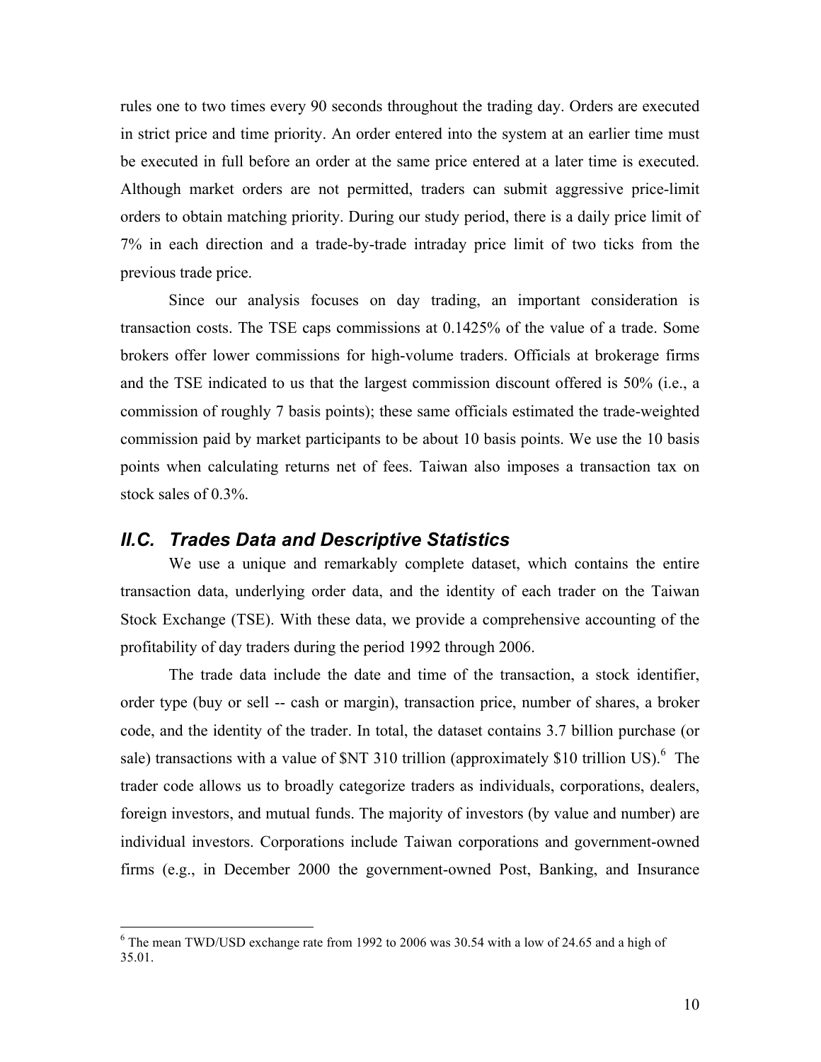rules one to two times every 90 seconds throughout the trading day. Orders are executed in strict price and time priority. An order entered into the system at an earlier time must be executed in full before an order at the same price entered at a later time is executed. Although market orders are not permitted, traders can submit aggressive price-limit orders to obtain matching priority. During our study period, there is a daily price limit of 7% in each direction and a trade-by-trade intraday price limit of two ticks from the previous trade price.

Since our analysis focuses on day trading, an important consideration is transaction costs. The TSE caps commissions at 0.1425% of the value of a trade. Some brokers offer lower commissions for high-volume traders. Officials at brokerage firms and the TSE indicated to us that the largest commission discount offered is 50% (i.e., a commission of roughly 7 basis points); these same officials estimated the trade-weighted commission paid by market participants to be about 10 basis points. We use the 10 basis points when calculating returns net of fees. Taiwan also imposes a transaction tax on stock sales of 0.3%.

### *II.C. Trades Data and Descriptive Statistics*

We use a unique and remarkably complete dataset, which contains the entire transaction data, underlying order data, and the identity of each trader on the Taiwan Stock Exchange (TSE). With these data, we provide a comprehensive accounting of the profitability of day traders during the period 1992 through 2006.

The trade data include the date and time of the transaction, a stock identifier, order type (buy or sell -- cash or margin), transaction price, number of shares, a broker code, and the identity of the trader. In total, the dataset contains 3.7 billion purchase (or sale) transactions with a value of $NT 310 trillion (approximately $10 trillion US).[6] The trader code allows us to broadly categorize traders as individuals, corporations, dealers, foreign investors, and mutual funds. The majority of investors (by value and number) are individual investors. Corporations include Taiwan corporations and government-owned firms (e.g., in December 2000 the government-owned Post, Banking, and Insurance

---

[6] The mean TWD/USD exchange rate from 1992 to 2006 was 30.54 with a low of 24.65 and a high of 35.01.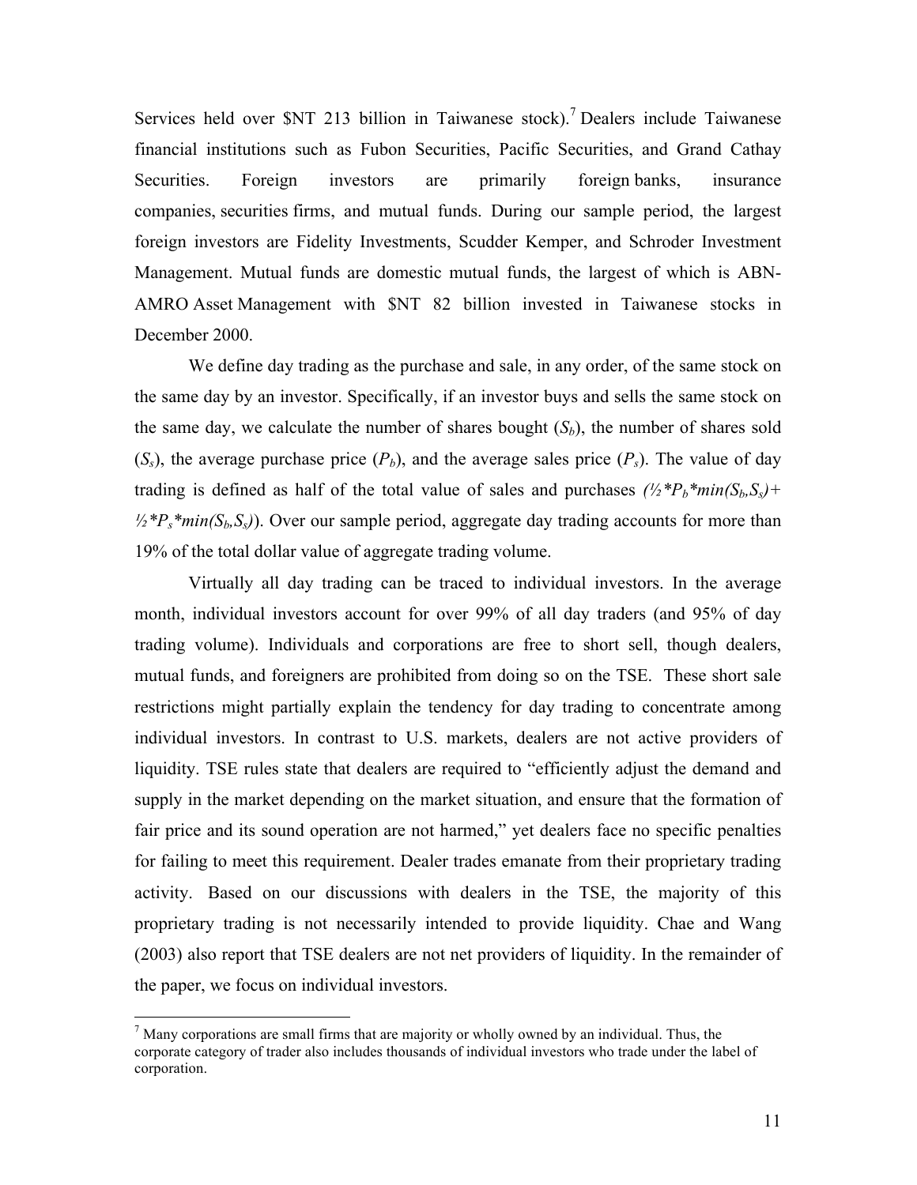Services held over \$NT 213 billion in Taiwanese stock).[7] Dealers include Taiwanese financial institutions such as Fubon Securities, Pacific Securities, and Grand Cathay Securities. Foreign investors are primarily foreign banks, insurance companies, securities firms, and mutual funds. During our sample period, the largest foreign investors are Fidelity Investments, Scudder Kemper, and Schroder Investment Management. Mutual funds are domestic mutual funds, the largest of which is ABN-AMRO Asset Management with \$NT 82 billion invested in Taiwanese stocks in December 2000.

We define day trading as the purchase and sale, in any order, of the same stock on the same day by an investor. Specifically, if an investor buys and sells the same stock on the same day, we calculate the number of shares bought ($S_b$), the number of shares sold ($S_s$), the average purchase price ($P_b$), and the average sales price ($P_s$). The value of day trading is defined as half of the total value of sales and purchases ($½*P_b*min(S_b,S_s)+ ½*P_s*min(S_b,S_s)$). Over our sample period, aggregate day trading accounts for more than 19% of the total dollar value of aggregate trading volume.

Virtually all day trading can be traced to individual investors. In the average month, individual investors account for over 99% of all day traders (and 95% of day trading volume). Individuals and corporations are free to short sell, though dealers, mutual funds, and foreigners are prohibited from doing so on the TSE. These short sale restrictions might partially explain the tendency for day trading to concentrate among individual investors. In contrast to U.S. markets, dealers are not active providers of liquidity. TSE rules state that dealers are required to "efficiently adjust the demand and supply in the market depending on the market situation, and ensure that the formation of fair price and its sound operation are not harmed," yet dealers face no specific penalties for failing to meet this requirement. Dealer trades emanate from their proprietary trading activity. Based on our discussions with dealers in the TSE, the majority of this proprietary trading is not necessarily intended to provide liquidity. Chae and Wang (2003) also report that TSE dealers are not net providers of liquidity. In the remainder of the paper, we focus on individual investors.

[7] Many corporations are small firms that are majority or wholly owned by an individual. Thus, the corporate category of trader also includes thousands of individual investors who trade under the label of corporation.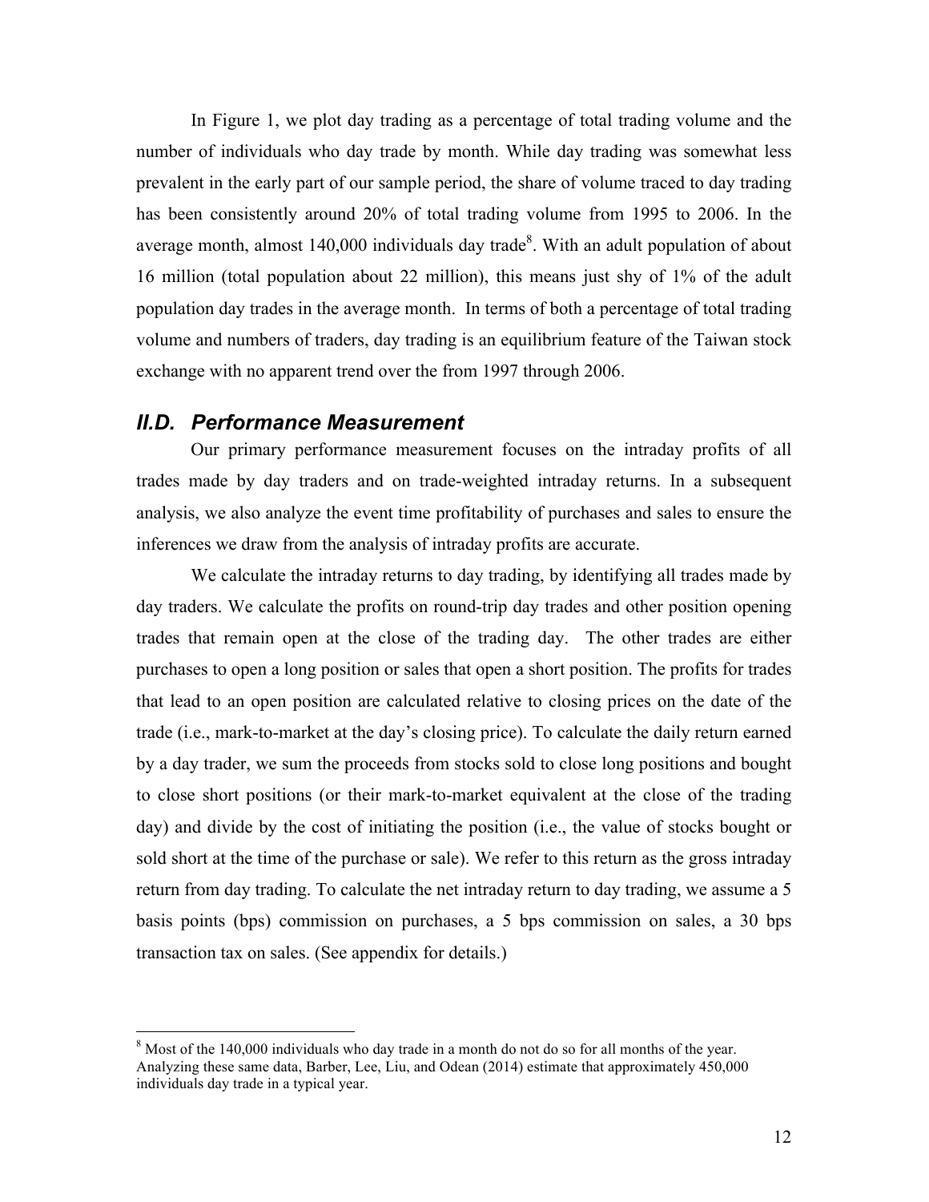In Figure 1, we plot day trading as a percentage of total trading volume and the number of individuals who day trade by month. While day trading was somewhat less prevalent in the early part of our sample period, the share of volume traced to day trading has been consistently around 20% of total trading volume from 1995 to 2006. In the average month, almost 140,000 individuals day trade[8]. With an adult population of about 16 million (total population about 22 million), this means just shy of 1% of the adult population day trades in the average month. In terms of both a percentage of total trading volume and numbers of traders, day trading is an equilibrium feature of the Taiwan stock exchange with no apparent trend over the from 1997 through 2006.

### *II.D. Performance Measurement*

Our primary performance measurement focuses on the intraday profits of all trades made by day traders and on trade-weighted intraday returns. In a subsequent analysis, we also analyze the event time profitability of purchases and sales to ensure the inferences we draw from the analysis of intraday profits are accurate.

We calculate the intraday returns to day trading, by identifying all trades made by day traders. We calculate the profits on round-trip day trades and other position opening trades that remain open at the close of the trading day. The other trades are either purchases to open a long position or sales that open a short position. The profits for trades that lead to an open position are calculated relative to closing prices on the date of the trade (i.e., mark-to-market at the day's closing price). To calculate the daily return earned by a day trader, we sum the proceeds from stocks sold to close long positions and bought to close short positions (or their mark-to-market equivalent at the close of the trading day) and divide by the cost of initiating the position (i.e., the value of stocks bought or sold short at the time of the purchase or sale). We refer to this return as the gross intraday return from day trading. To calculate the net intraday return to day trading, we assume a 5 basis points (bps) commission on purchases, a 5 bps commission on sales, a 30 bps transaction tax on sales. (See appendix for details.)

[8] Most of the 140,000 individuals who day trade in a month do not do so for all months of the year. Analyzing these same data, Barber, Lee, Liu, and Odean (2014) estimate that approximately 450,000 individuals day trade in a typical year.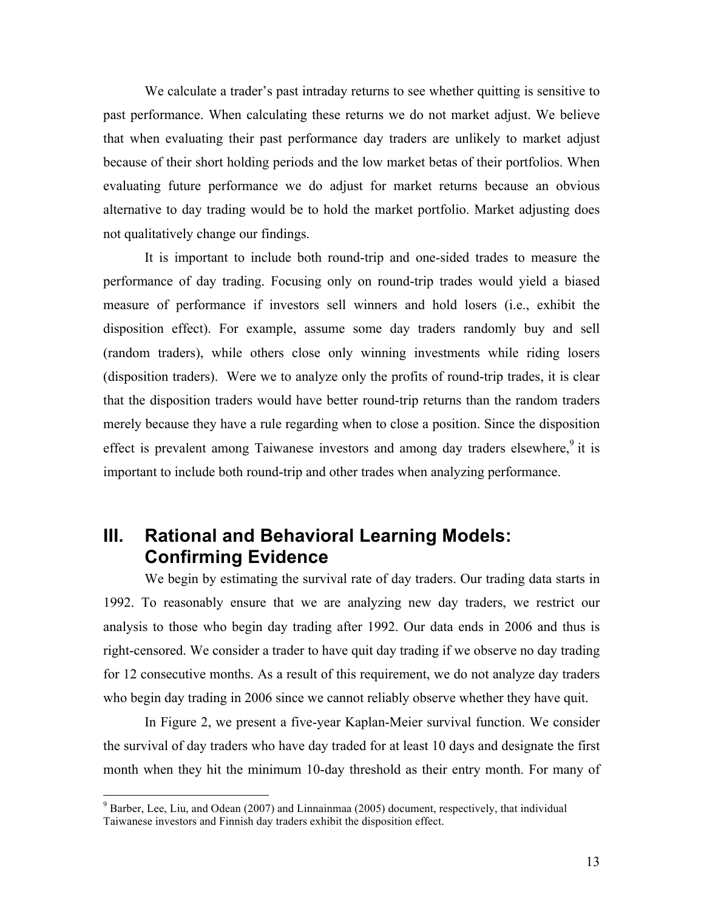We calculate a trader's past intraday returns to see whether quitting is sensitive to past performance. When calculating these returns we do not market adjust. We believe that when evaluating their past performance day traders are unlikely to market adjust because of their short holding periods and the low market betas of their portfolios. When evaluating future performance we do adjust for market returns because an obvious alternative to day trading would be to hold the market portfolio. Market adjusting does not qualitatively change our findings.

It is important to include both round-trip and one-sided trades to measure the performance of day trading. Focusing only on round-trip trades would yield a biased measure of performance if investors sell winners and hold losers (i.e., exhibit the disposition effect). For example, assume some day traders randomly buy and sell (random traders), while others close only winning investments while riding losers (disposition traders). Were we to analyze only the profits of round-trip trades, it is clear that the disposition traders would have better round-trip returns than the random traders merely because they have a rule regarding when to close a position. Since the disposition effect is prevalent among Taiwanese investors and among day traders elsewhere,[9] it is important to include both round-trip and other trades when analyzing performance.

# III. Rational and Behavioral Learning Models: Confirming Evidence

We begin by estimating the survival rate of day traders. Our trading data starts in 1992. To reasonably ensure that we are analyzing new day traders, we restrict our analysis to those who begin day trading after 1992. Our data ends in 2006 and thus is right-censored. We consider a trader to have quit day trading if we observe no day trading for 12 consecutive months. As a result of this requirement, we do not analyze day traders who begin day trading in 2006 since we cannot reliably observe whether they have quit.

In Figure 2, we present a five-year Kaplan-Meier survival function. We consider the survival of day traders who have day traded for at least 10 days and designate the first month when they hit the minimum 10-day threshold as their entry month. For many of

[9] Barber, Lee, Liu, and Odean (2007) and Linnainmaa (2005) document, respectively, that individual Taiwanese investors and Finnish day traders exhibit the disposition effect.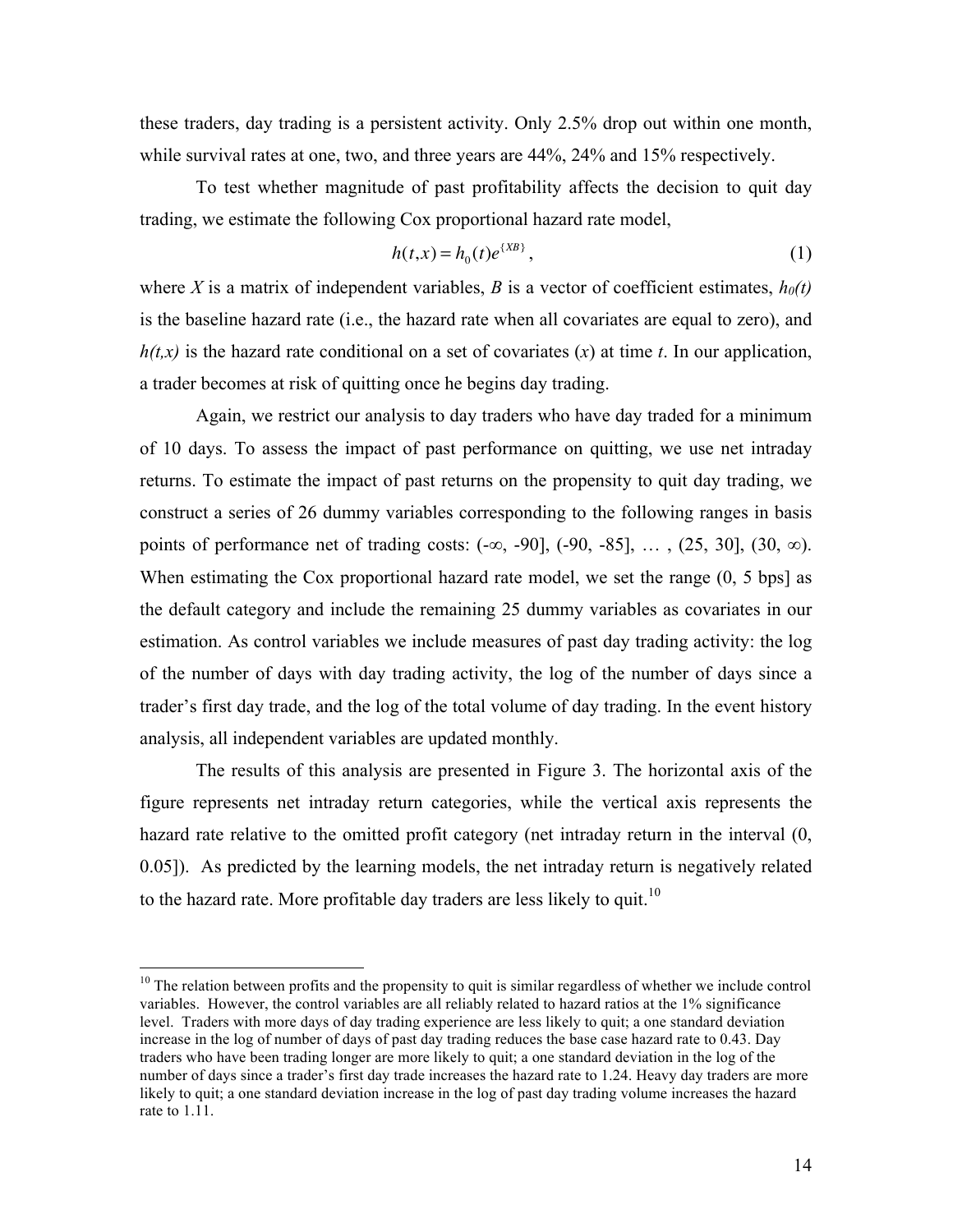these traders, day trading is a persistent activity. Only 2.5% drop out within one month, while survival rates at one, two, and three years are 44%, 24% and 15% respectively.

To test whether magnitude of past profitability affects the decision to quit day trading, we estimate the following Cox proportional hazard rate model,

$$h(t,x) = h_0(t)e^{\{XB\}}, \tag{1}$$

where *X* is a matrix of independent variables, *B* is a vector of coefficient estimates, $h_0(t)$ is the baseline hazard rate (i.e., the hazard rate when all covariates are equal to zero), and $h(t,x)$ is the hazard rate conditional on a set of covariates ($x$) at time $t$. In our application, a trader becomes at risk of quitting once he begins day trading.

Again, we restrict our analysis to day traders who have day traded for a minimum of 10 days. To assess the impact of past performance on quitting, we use net intraday returns. To estimate the impact of past returns on the propensity to quit day trading, we construct a series of 26 dummy variables corresponding to the following ranges in basis points of performance net of trading costs: $(-\infty, -90]$, $(-90, -85]$, … , $(25, 30]$, $(30, \infty)$. When estimating the Cox proportional hazard rate model, we set the range (0, 5 bps] as the default category and include the remaining 25 dummy variables as covariates in our estimation. As control variables we include measures of past day trading activity: the log of the number of days with day trading activity, the log of the number of days since a trader's first day trade, and the log of the total volume of day trading. In the event history analysis, all independent variables are updated monthly.

The results of this analysis are presented in Figure 3. The horizontal axis of the figure represents net intraday return categories, while the vertical axis represents the hazard rate relative to the omitted profit category (net intraday return in the interval (0, 0.05]). As predicted by the learning models, the net intraday return is negatively related to the hazard rate. More profitable day traders are less likely to quit.[10]

[10] The relation between profits and the propensity to quit is similar regardless of whether we include control variables. However, the control variables are all reliably related to hazard ratios at the 1% significance level. Traders with more days of day trading experience are less likely to quit; a one standard deviation increase in the log of number of days of past day trading reduces the base case hazard rate to 0.43. Day traders who have been trading longer are more likely to quit; a one standard deviation in the log of the number of days since a trader's first day trade increases the hazard rate to 1.24. Heavy day traders are more likely to quit; a one standard deviation increase in the log of past day trading volume increases the hazard rate to 1.11.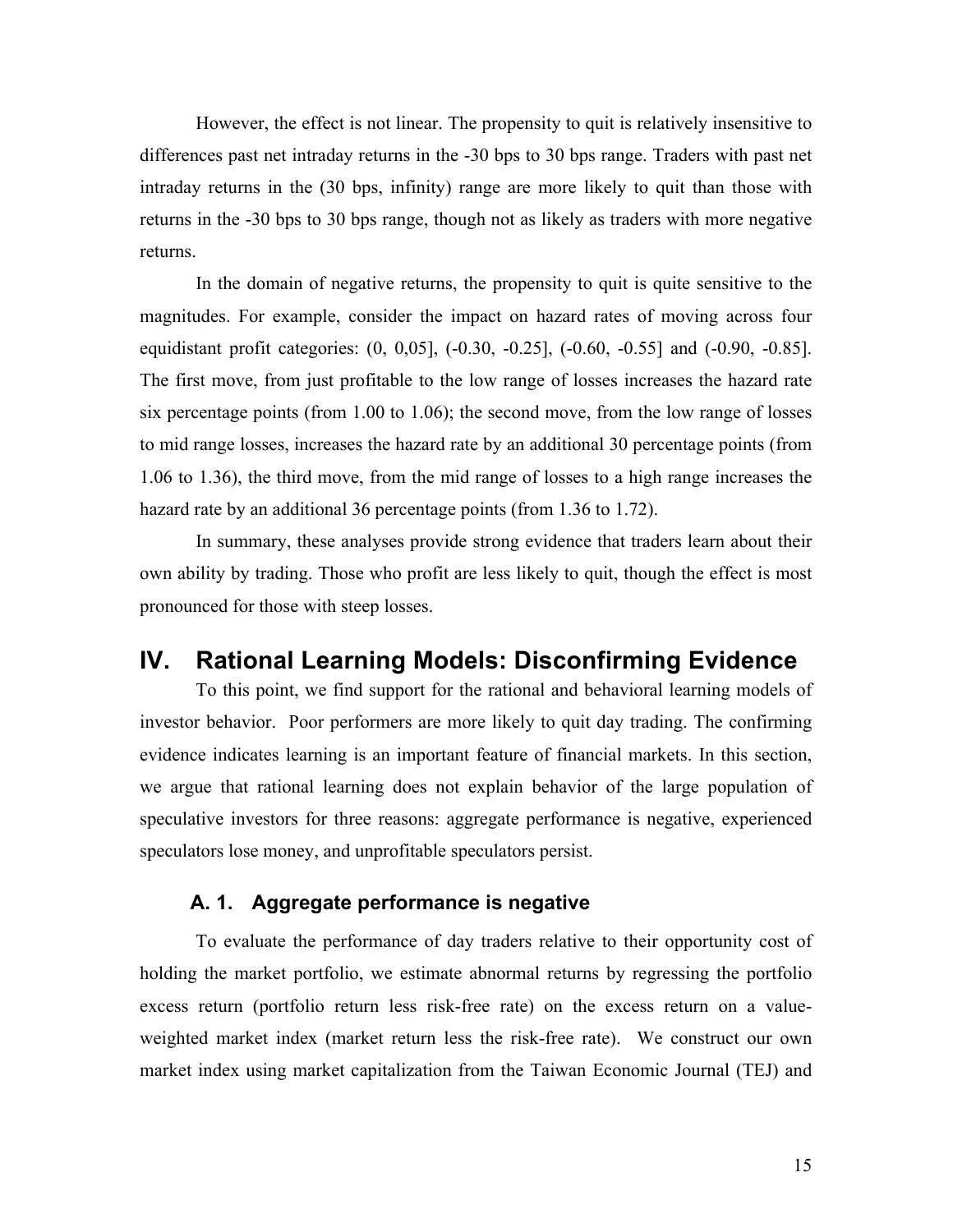However, the effect is not linear. The propensity to quit is relatively insensitive to differences past net intraday returns in the -30 bps to 30 bps range. Traders with past net intraday returns in the (30 bps, infinity) range are more likely to quit than those with returns in the -30 bps to 30 bps range, though not as likely as traders with more negative returns.

In the domain of negative returns, the propensity to quit is quite sensitive to the magnitudes. For example, consider the impact on hazard rates of moving across four equidistant profit categories: (0, 0,05], (-0.30, -0.25], (-0.60, -0.55] and (-0.90, -0.85]. The first move, from just profitable to the low range of losses increases the hazard rate six percentage points (from 1.00 to 1.06); the second move, from the low range of losses to mid range losses, increases the hazard rate by an additional 30 percentage points (from 1.06 to 1.36), the third move, from the mid range of losses to a high range increases the hazard rate by an additional 36 percentage points (from 1.36 to 1.72).

In summary, these analyses provide strong evidence that traders learn about their own ability by trading. Those who profit are less likely to quit, though the effect is most pronounced for those with steep losses.

# IV. Rational Learning Models: Disconfirming Evidence

To this point, we find support for the rational and behavioral learning models of investor behavior. Poor performers are more likely to quit day trading. The confirming evidence indicates learning is an important feature of financial markets. In this section, we argue that rational learning does not explain behavior of the large population of speculative investors for three reasons: aggregate performance is negative, experienced speculators lose money, and unprofitable speculators persist.

## A. 1. Aggregate performance is negative

To evaluate the performance of day traders relative to their opportunity cost of holding the market portfolio, we estimate abnormal returns by regressing the portfolio excess return (portfolio return less risk-free rate) on the excess return on a value-weighted market index (market return less the risk-free rate). We construct our own market index using market capitalization from the Taiwan Economic Journal (TEJ) and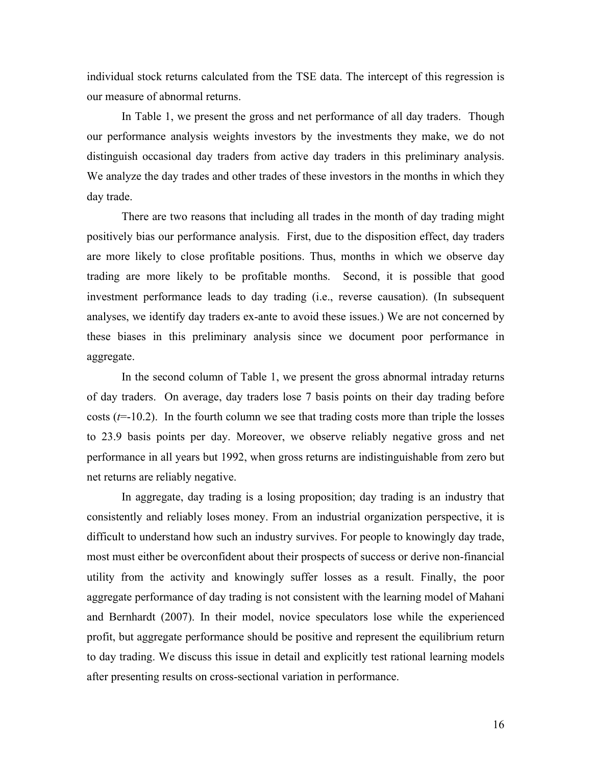individual stock returns calculated from the TSE data. The intercept of this regression is our measure of abnormal returns.

In Table 1, we present the gross and net performance of all day traders. Though our performance analysis weights investors by the investments they make, we do not distinguish occasional day traders from active day traders in this preliminary analysis. We analyze the day trades and other trades of these investors in the months in which they day trade.

There are two reasons that including all trades in the month of day trading might positively bias our performance analysis. First, due to the disposition effect, day traders are more likely to close profitable positions. Thus, months in which we observe day trading are more likely to be profitable months. Second, it is possible that good investment performance leads to day trading (i.e., reverse causation). (In subsequent analyses, we identify day traders ex-ante to avoid these issues.) We are not concerned by these biases in this preliminary analysis since we document poor performance in aggregate.

In the second column of Table 1, we present the gross abnormal intraday returns of day traders. On average, day traders lose 7 basis points on their day trading before costs ($t$=-10.2). In the fourth column we see that trading costs more than triple the losses to 23.9 basis points per day. Moreover, we observe reliably negative gross and net performance in all years but 1992, when gross returns are indistinguishable from zero but net returns are reliably negative.

In aggregate, day trading is a losing proposition; day trading is an industry that consistently and reliably loses money. From an industrial organization perspective, it is difficult to understand how such an industry survives. For people to knowingly day trade, most must either be overconfident about their prospects of success or derive non-financial utility from the activity and knowingly suffer losses as a result. Finally, the poor aggregate performance of day trading is not consistent with the learning model of Mahani and Bernhardt (2007). In their model, novice speculators lose while the experienced profit, but aggregate performance should be positive and represent the equilibrium return to day trading. We discuss this issue in detail and explicitly test rational learning models after presenting results on cross-sectional variation in performance.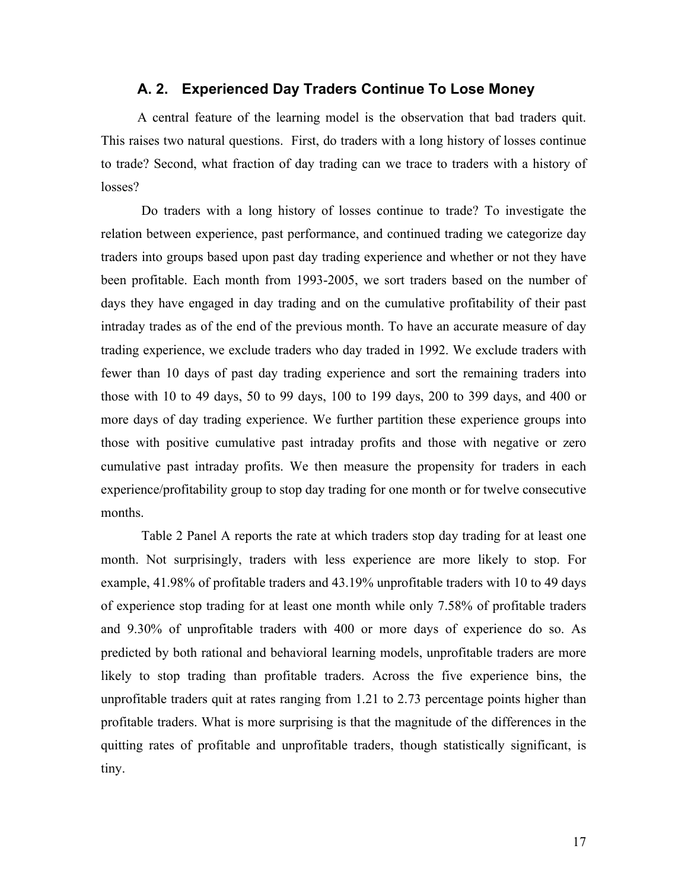### A. 2. Experienced Day Traders Continue To Lose Money

A central feature of the learning model is the observation that bad traders quit. This raises two natural questions. First, do traders with a long history of losses continue to trade? Second, what fraction of day trading can we trace to traders with a history of losses?

Do traders with a long history of losses continue to trade? To investigate the relation between experience, past performance, and continued trading we categorize day traders into groups based upon past day trading experience and whether or not they have been profitable. Each month from 1993-2005, we sort traders based on the number of days they have engaged in day trading and on the cumulative profitability of their past intraday trades as of the end of the previous month. To have an accurate measure of day trading experience, we exclude traders who day traded in 1992. We exclude traders with fewer than 10 days of past day trading experience and sort the remaining traders into those with 10 to 49 days, 50 to 99 days, 100 to 199 days, 200 to 399 days, and 400 or more days of day trading experience. We further partition these experience groups into those with positive cumulative past intraday profits and those with negative or zero cumulative past intraday profits. We then measure the propensity for traders in each experience/profitability group to stop day trading for one month or for twelve consecutive months.

Table 2 Panel A reports the rate at which traders stop day trading for at least one month. Not surprisingly, traders with less experience are more likely to stop. For example, 41.98% of profitable traders and 43.19% unprofitable traders with 10 to 49 days of experience stop trading for at least one month while only 7.58% of profitable traders and 9.30% of unprofitable traders with 400 or more days of experience do so. As predicted by both rational and behavioral learning models, unprofitable traders are more likely to stop trading than profitable traders. Across the five experience bins, the unprofitable traders quit at rates ranging from 1.21 to 2.73 percentage points higher than profitable traders. What is more surprising is that the magnitude of the differences in the quitting rates of profitable and unprofitable traders, though statistically significant, is tiny.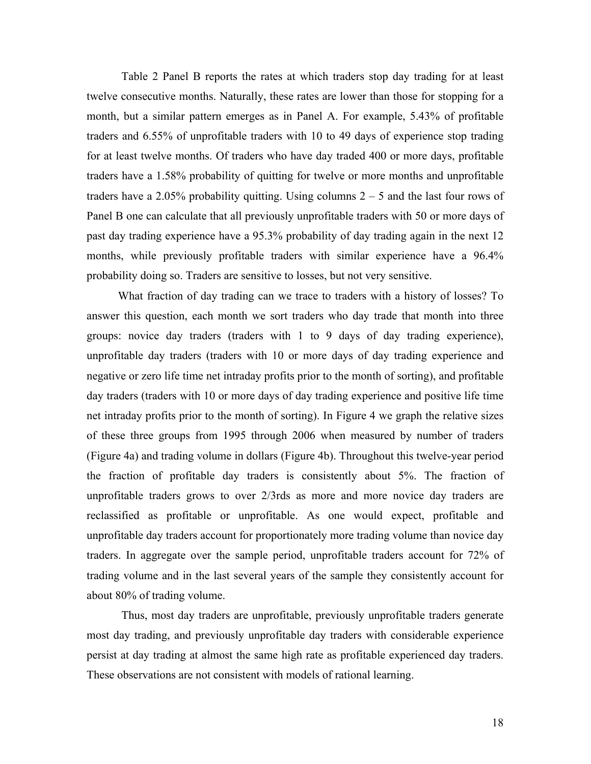Table 2 Panel B reports the rates at which traders stop day trading for at least twelve consecutive months. Naturally, these rates are lower than those for stopping for a month, but a similar pattern emerges as in Panel A. For example, 5.43% of profitable traders and 6.55% of unprofitable traders with 10 to 49 days of experience stop trading for at least twelve months. Of traders who have day traded 400 or more days, profitable traders have a 1.58% probability of quitting for twelve or more months and unprofitable traders have a 2.05% probability quitting. Using columns 2 – 5 and the last four rows of Panel B one can calculate that all previously unprofitable traders with 50 or more days of past day trading experience have a 95.3% probability of day trading again in the next 12 months, while previously profitable traders with similar experience have a 96.4% probability doing so. Traders are sensitive to losses, but not very sensitive.

What fraction of day trading can we trace to traders with a history of losses? To answer this question, each month we sort traders who day trade that month into three groups: novice day traders (traders with 1 to 9 days of day trading experience), unprofitable day traders (traders with 10 or more days of day trading experience and negative or zero life time net intraday profits prior to the month of sorting), and profitable day traders (traders with 10 or more days of day trading experience and positive life time net intraday profits prior to the month of sorting). In Figure 4 we graph the relative sizes of these three groups from 1995 through 2006 when measured by number of traders (Figure 4a) and trading volume in dollars (Figure 4b). Throughout this twelve-year period the fraction of profitable day traders is consistently about 5%. The fraction of unprofitable traders grows to over 2/3rds as more and more novice day traders are reclassified as profitable or unprofitable. As one would expect, profitable and unprofitable day traders account for proportionately more trading volume than novice day traders. In aggregate over the sample period, unprofitable traders account for 72% of trading volume and in the last several years of the sample they consistently account for about 80% of trading volume.

Thus, most day traders are unprofitable, previously unprofitable traders generate most day trading, and previously unprofitable day traders with considerable experience persist at day trading at almost the same high rate as profitable experienced day traders. These observations are not consistent with models of rational learning.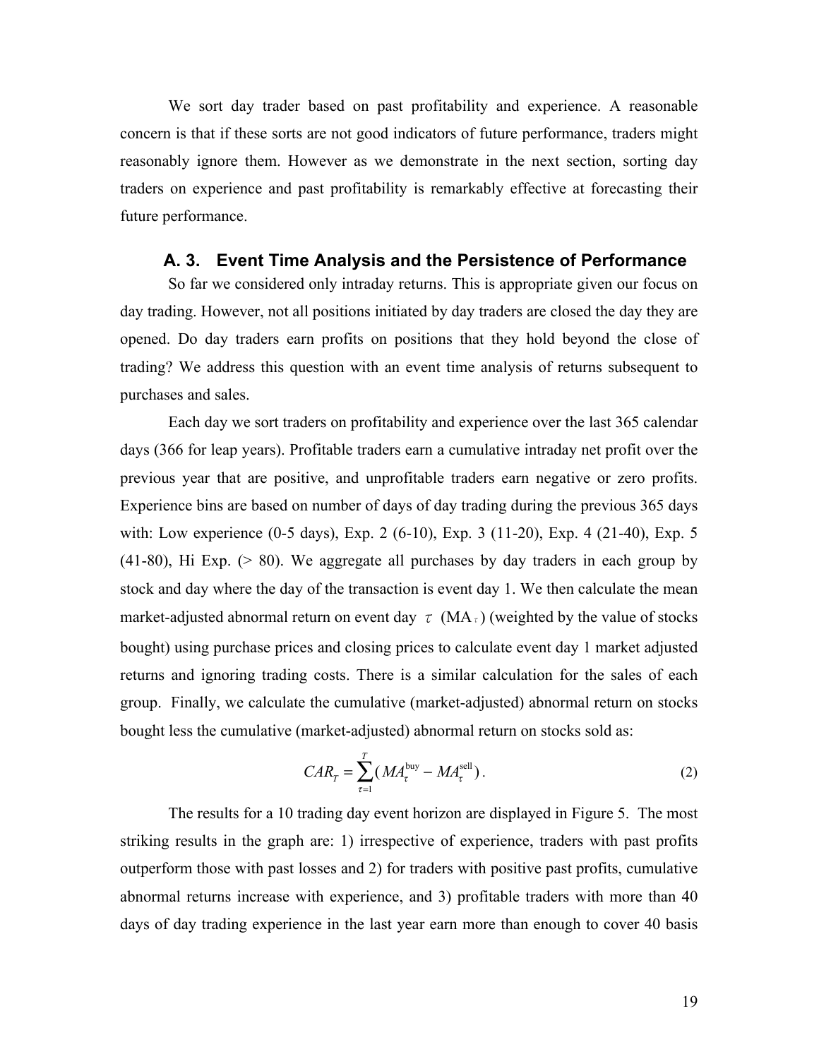We sort day trader based on past profitability and experience. A reasonable concern is that if these sorts are not good indicators of future performance, traders might reasonably ignore them. However as we demonstrate in the next section, sorting day traders on experience and past profitability is remarkably effective at forecasting their future performance.

### A. 3. Event Time Analysis and the Persistence of Performance

So far we considered only intraday returns. This is appropriate given our focus on day trading. However, not all positions initiated by day traders are closed the day they are opened. Do day traders earn profits on positions that they hold beyond the close of trading? We address this question with an event time analysis of returns subsequent to purchases and sales.

Each day we sort traders on profitability and experience over the last 365 calendar days (366 for leap years). Profitable traders earn a cumulative intraday net profit over the previous year that are positive, and unprofitable traders earn negative or zero profits. Experience bins are based on number of days of day trading during the previous 365 days with: Low experience (0-5 days), Exp. 2 (6-10), Exp. 3 (11-20), Exp. 4 (21-40), Exp. 5 (41-80), Hi Exp. (> 80). We aggregate all purchases by day traders in each group by stock and day where the day of the transaction is event day 1. We then calculate the mean market-adjusted abnormal return on event day $\tau$ ($MA_\tau$) (weighted by the value of stocks bought) using purchase prices and closing prices to calculate event day 1 market adjusted returns and ignoring trading costs. There is a similar calculation for the sales of each group. Finally, we calculate the cumulative (market-adjusted) abnormal return on stocks bought less the cumulative (market-adjusted) abnormal return on stocks sold as:

$$CAR_T = \sum_{\tau=1}^{T} ( MA_\tau^{\text{buy}} - MA_\tau^{\text{sell}} ) . \quad (2)$$

The results for a 10 trading day event horizon are displayed in Figure 5. The most striking results in the graph are: 1) irrespective of experience, traders with past profits outperform those with past losses and 2) for traders with positive past profits, cumulative abnormal returns increase with experience, and 3) profitable traders with more than 40 days of day trading experience in the last year earn more than enough to cover 40 basis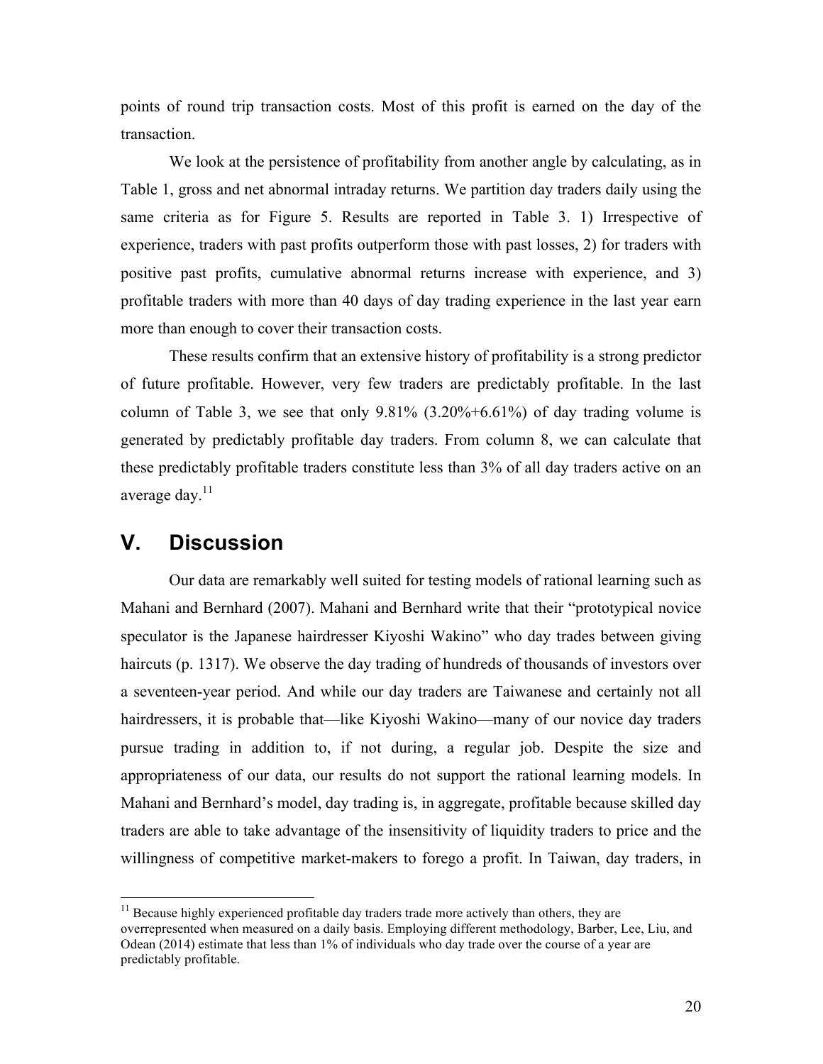points of round trip transaction costs. Most of this profit is earned on the day of the transaction.

We look at the persistence of profitability from another angle by calculating, as in Table 1, gross and net abnormal intraday returns. We partition day traders daily using the same criteria as for Figure 5. Results are reported in Table 3. 1) Irrespective of experience, traders with past profits outperform those with past losses, 2) for traders with positive past profits, cumulative abnormal returns increase with experience, and 3) profitable traders with more than 40 days of day trading experience in the last year earn more than enough to cover their transaction costs.

These results confirm that an extensive history of profitability is a strong predictor of future profitable. However, very few traders are predictably profitable. In the last column of Table 3, we see that only 9.81% (3.20%+6.61%) of day trading volume is generated by predictably profitable day traders. From column 8, we can calculate that these predictably profitable traders constitute less than 3% of all day traders active on an average day.[11]

## V. Discussion

Our data are remarkably well suited for testing models of rational learning such as Mahani and Bernhard (2007). Mahani and Bernhard write that their "prototypical novice speculator is the Japanese hairdresser Kiyoshi Wakino" who day trades between giving haircuts (p. 1317). We observe the day trading of hundreds of thousands of investors over a seventeen-year period. And while our day traders are Taiwanese and certainly not all hairdressers, it is probable that—like Kiyoshi Wakino—many of our novice day traders pursue trading in addition to, if not during, a regular job. Despite the size and appropriateness of our data, our results do not support the rational learning models. In Mahani and Bernhard's model, day trading is, in aggregate, profitable because skilled day traders are able to take advantage of the insensitivity of liquidity traders to price and the willingness of competitive market-makers to forego a profit. In Taiwan, day traders, in

[11] Because highly experienced profitable day traders trade more actively than others, they are overrepresented when measured on a daily basis. Employing different methodology, Barber, Lee, Liu, and Odean (2014) estimate that less than 1% of individuals who day trade over the course of a year are predictably profitable.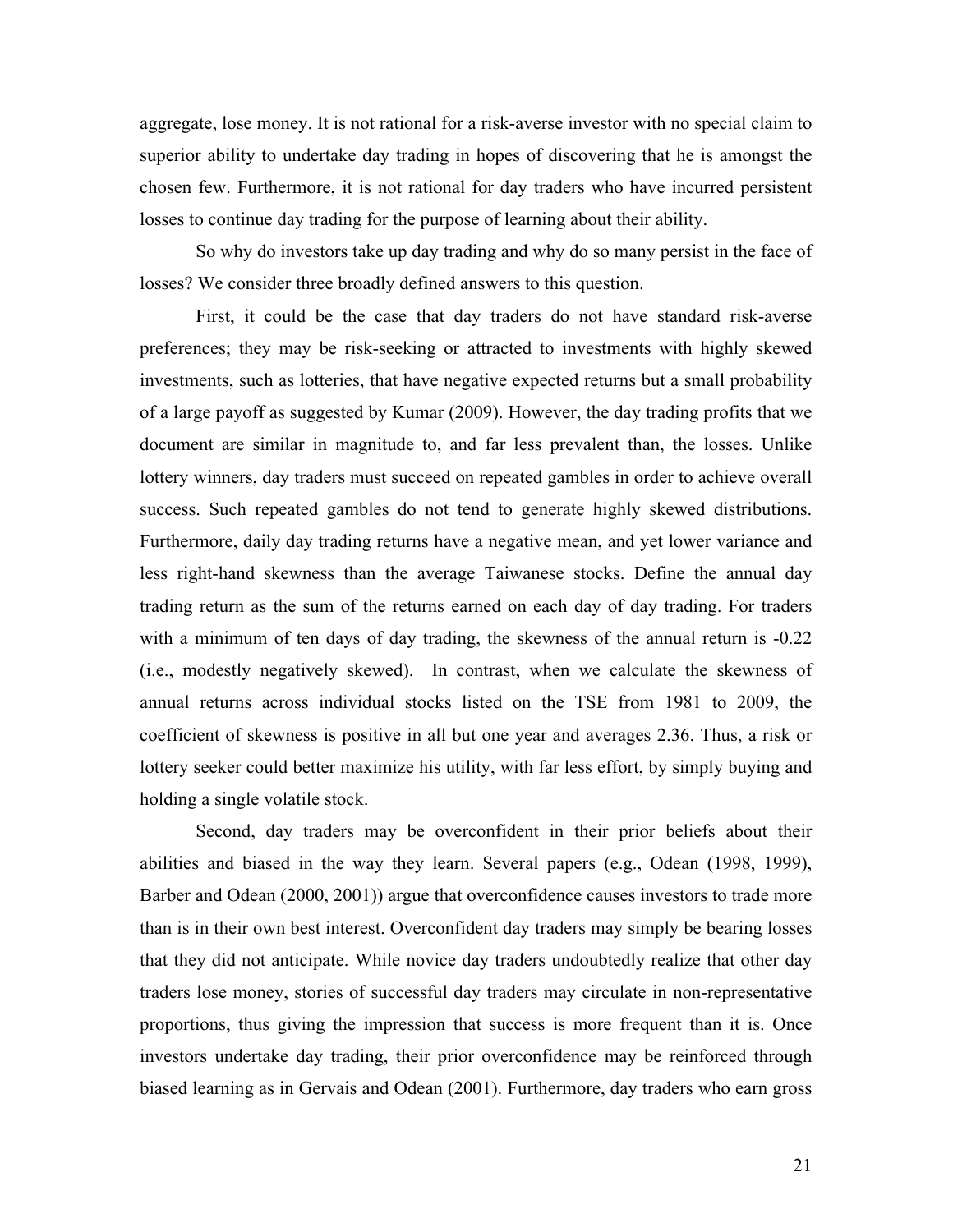aggregate, lose money. It is not rational for a risk-averse investor with no special claim to superior ability to undertake day trading in hopes of discovering that he is amongst the chosen few. Furthermore, it is not rational for day traders who have incurred persistent losses to continue day trading for the purpose of learning about their ability.

So why do investors take up day trading and why do so many persist in the face of losses? We consider three broadly defined answers to this question.

First, it could be the case that day traders do not have standard risk-averse preferences; they may be risk-seeking or attracted to investments with highly skewed investments, such as lotteries, that have negative expected returns but a small probability of a large payoff as suggested by Kumar (2009). However, the day trading profits that we document are similar in magnitude to, and far less prevalent than, the losses. Unlike lottery winners, day traders must succeed on repeated gambles in order to achieve overall success. Such repeated gambles do not tend to generate highly skewed distributions. Furthermore, daily day trading returns have a negative mean, and yet lower variance and less right-hand skewness than the average Taiwanese stocks. Define the annual day trading return as the sum of the returns earned on each day of day trading. For traders with a minimum of ten days of day trading, the skewness of the annual return is -0.22 (i.e., modestly negatively skewed). In contrast, when we calculate the skewness of annual returns across individual stocks listed on the TSE from 1981 to 2009, the coefficient of skewness is positive in all but one year and averages 2.36. Thus, a risk or lottery seeker could better maximize his utility, with far less effort, by simply buying and holding a single volatile stock.

Second, day traders may be overconfident in their prior beliefs about their abilities and biased in the way they learn. Several papers (e.g., Odean (1998, 1999), Barber and Odean (2000, 2001)) argue that overconfidence causes investors to trade more than is in their own best interest. Overconfident day traders may simply be bearing losses that they did not anticipate. While novice day traders undoubtedly realize that other day traders lose money, stories of successful day traders may circulate in non-representative proportions, thus giving the impression that success is more frequent than it is. Once investors undertake day trading, their prior overconfidence may be reinforced through biased learning as in Gervais and Odean (2001). Furthermore, day traders who earn gross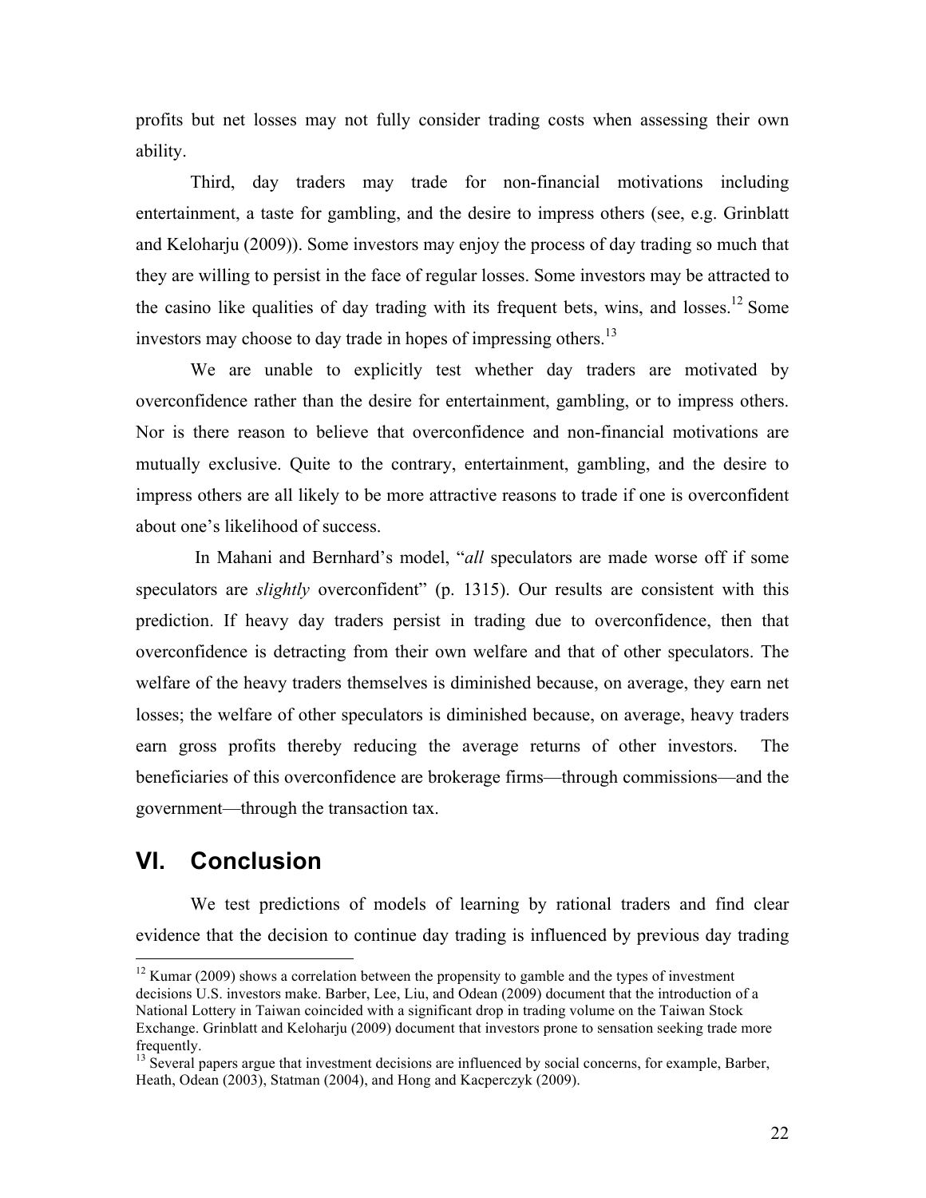profits but net losses may not fully consider trading costs when assessing their own ability.

Third, day traders may trade for non-financial motivations including entertainment, a taste for gambling, and the desire to impress others (see, e.g. Grinblatt and Keloharju (2009)). Some investors may enjoy the process of day trading so much that they are willing to persist in the face of regular losses. Some investors may be attracted to the casino like qualities of day trading with its frequent bets, wins, and losses.[12] Some investors may choose to day trade in hopes of impressing others.[13]

We are unable to explicitly test whether day traders are motivated by overconfidence rather than the desire for entertainment, gambling, or to impress others. Nor is there reason to believe that overconfidence and non-financial motivations are mutually exclusive. Quite to the contrary, entertainment, gambling, and the desire to impress others are all likely to be more attractive reasons to trade if one is overconfident about one's likelihood of success.

In Mahani and Bernhard's model, "*all* speculators are made worse off if some speculators are *slightly* overconfident" (p. 1315). Our results are consistent with this prediction. If heavy day traders persist in trading due to overconfidence, then that overconfidence is detracting from their own welfare and that of other speculators. The welfare of the heavy traders themselves is diminished because, on average, they earn net losses; the welfare of other speculators is diminished because, on average, heavy traders earn gross profits thereby reducing the average returns of other investors. The beneficiaries of this overconfidence are brokerage firms—through commissions—and the government—through the transaction tax.

## VI. Conclusion

We test predictions of models of learning by rational traders and find clear evidence that the decision to continue day trading is influenced by previous day trading

[12] Kumar (2009) shows a correlation between the propensity to gamble and the types of investment decisions U.S. investors make. Barber, Lee, Liu, and Odean (2009) document that the introduction of a National Lottery in Taiwan coincided with a significant drop in trading volume on the Taiwan Stock Exchange. Grinblatt and Keloharju (2009) document that investors prone to sensation seeking trade more frequently.

[13] Several papers argue that investment decisions are influenced by social concerns, for example, Barber, Heath, Odean (2003), Statman (2004), and Hong and Kacperczyk (2009).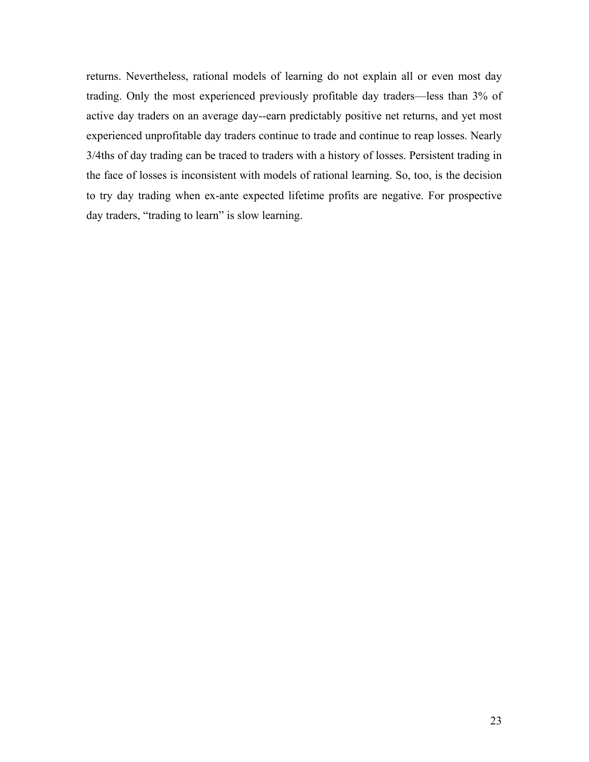returns. Nevertheless, rational models of learning do not explain all or even most day trading. Only the most experienced previously profitable day traders—less than 3% of active day traders on an average day--earn predictably positive net returns, and yet most experienced unprofitable day traders continue to trade and continue to reap losses. Nearly 3/4ths of day trading can be traced to traders with a history of losses. Persistent trading in the face of losses is inconsistent with models of rational learning. So, too, is the decision to try day trading when ex-ante expected lifetime profits are negative. For prospective day traders, "trading to learn" is slow learning.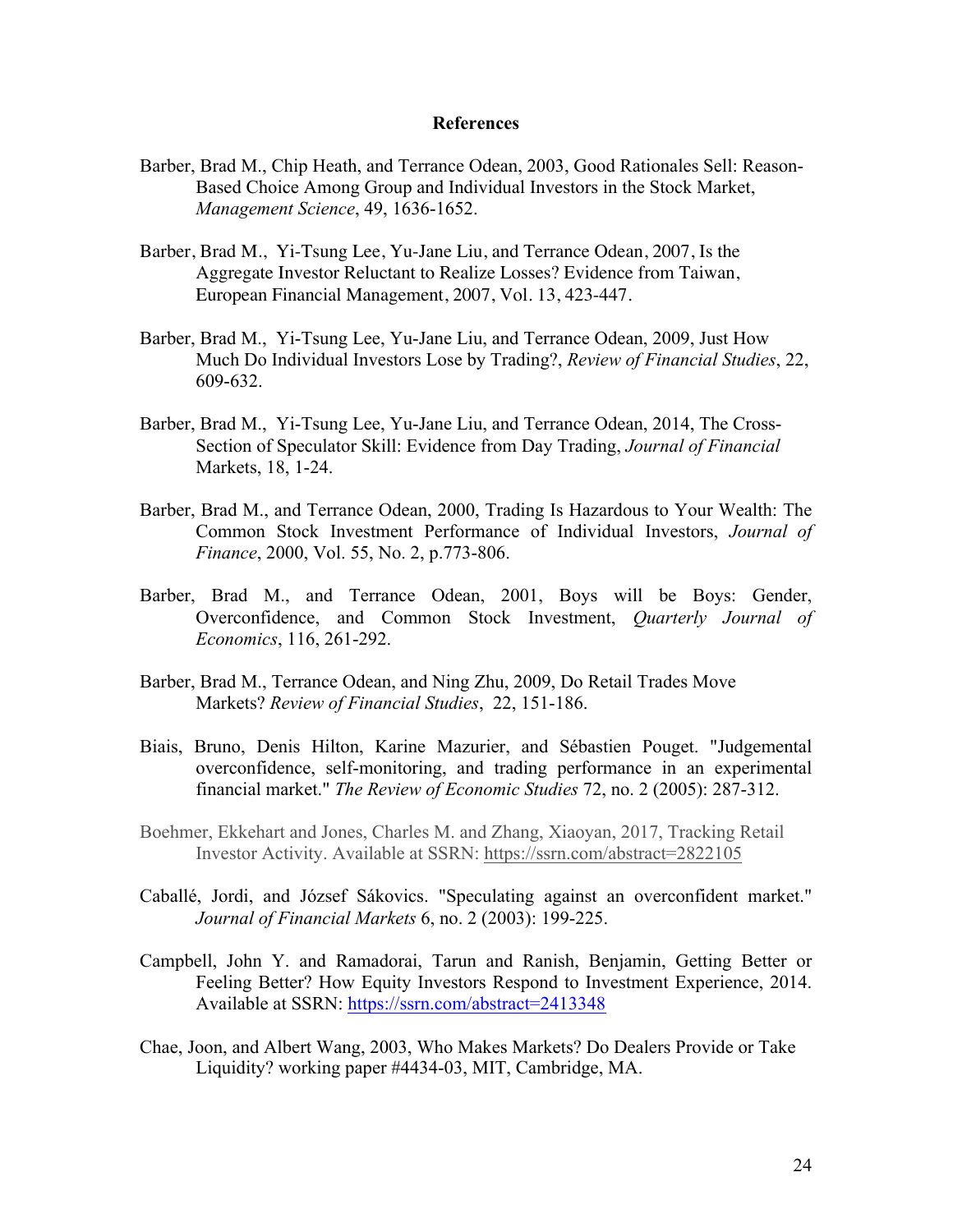## References

Barber, Brad M., Chip Heath, and Terrance Odean, 2003, Good Rationales Sell: Reason-Based Choice Among Group and Individual Investors in the Stock Market, *Management Science*, 49, 1636-1652.

Barber, Brad M., Yi-Tsung Lee, Yu-Jane Liu, and Terrance Odean, 2007, Is the Aggregate Investor Reluctant to Realize Losses? Evidence from Taiwan, European Financial Management, 2007, Vol. 13, 423-447.

Barber, Brad M., Yi-Tsung Lee, Yu-Jane Liu, and Terrance Odean, 2009, Just How Much Do Individual Investors Lose by Trading?, *Review of Financial Studies*, 22, 609-632.

Barber, Brad M., Yi-Tsung Lee, Yu-Jane Liu, and Terrance Odean, 2014, The Cross-Section of Speculator Skill: Evidence from Day Trading, *Journal of Financial* Markets, 18, 1-24.

Barber, Brad M., and Terrance Odean, 2000, Trading Is Hazardous to Your Wealth: The Common Stock Investment Performance of Individual Investors, *Journal of Finance*, 2000, Vol. 55, No. 2, p.773-806.

Barber, Brad M., and Terrance Odean, 2001, Boys will be Boys: Gender, Overconfidence, and Common Stock Investment, *Quarterly Journal of Economics*, 116, 261-292.

Barber, Brad M., Terrance Odean, and Ning Zhu, 2009, Do Retail Trades Move Markets? *Review of Financial Studies*, 22, 151-186.

Biais, Bruno, Denis Hilton, Karine Mazurier, and Sébastien Pouget. "Judgemental overconfidence, self-monitoring, and trading performance in an experimental financial market." *The Review of Economic Studies* 72, no. 2 (2005): 287-312.

Boehmer, Ekkehart and Jones, Charles M. and Zhang, Xiaoyan, 2017, Tracking Retail Investor Activity. Available at SSRN: https://ssrn.com/abstract=2822105

Caballé, Jordi, and József Sákovics. "Speculating against an overconfident market." *Journal of Financial Markets* 6, no. 2 (2003): 199-225.

Campbell, John Y. and Ramadorai, Tarun and Ranish, Benjamin, Getting Better or Feeling Better? How Equity Investors Respond to Investment Experience, 2014. Available at SSRN: https://ssrn.com/abstract=2413348

Chae, Joon, and Albert Wang, 2003, Who Makes Markets? Do Dealers Provide or Take Liquidity? working paper #4434-03, MIT, Cambridge, MA.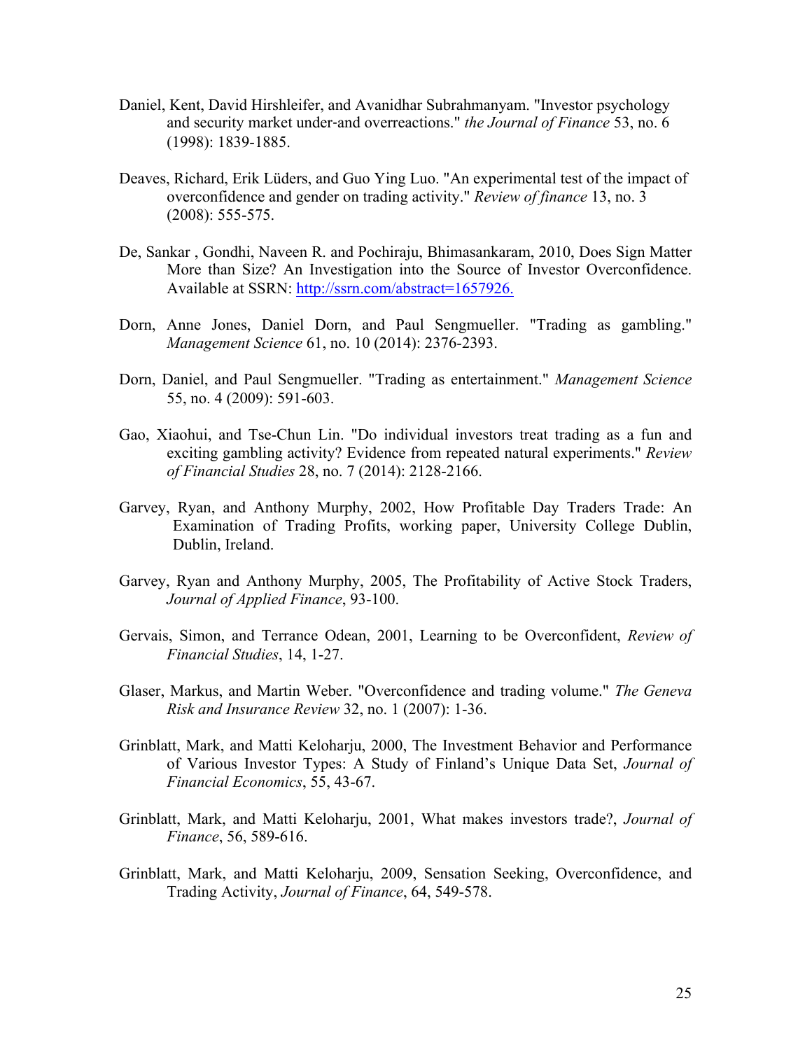Daniel, Kent, David Hirshleifer, and Avanidhar Subrahmanyam. "Investor psychology and security market under-and overreactions." *the Journal of Finance* 53, no. 6 (1998): 1839-1885.

Deaves, Richard, Erik Lüders, and Guo Ying Luo. "An experimental test of the impact of overconfidence and gender on trading activity." *Review of finance* 13, no. 3 (2008): 555-575.

De, Sankar , Gondhi, Naveen R. and Pochiraju, Bhimasankaram, 2010, Does Sign Matter More than Size? An Investigation into the Source of Investor Overconfidence. Available at SSRN: http://ssrn.com/abstract=1657926.

Dorn, Anne Jones, Daniel Dorn, and Paul Sengmueller. "Trading as gambling." *Management Science* 61, no. 10 (2014): 2376-2393.

Dorn, Daniel, and Paul Sengmueller. "Trading as entertainment." *Management Science* 55, no. 4 (2009): 591-603.

Gao, Xiaohui, and Tse-Chun Lin. "Do individual investors treat trading as a fun and exciting gambling activity? Evidence from repeated natural experiments." *Review of Financial Studies* 28, no. 7 (2014): 2128-2166.

Garvey, Ryan, and Anthony Murphy, 2002, How Profitable Day Traders Trade: An Examination of Trading Profits, working paper, University College Dublin, Dublin, Ireland.

Garvey, Ryan and Anthony Murphy, 2005, The Profitability of Active Stock Traders, *Journal of Applied Finance*, 93-100.

Gervais, Simon, and Terrance Odean, 2001, Learning to be Overconfident, *Review of Financial Studies*, 14, 1-27.

Glaser, Markus, and Martin Weber. "Overconfidence and trading volume." *The Geneva Risk and Insurance Review* 32, no. 1 (2007): 1-36.

Grinblatt, Mark, and Matti Keloharju, 2000, The Investment Behavior and Performance of Various Investor Types: A Study of Finland's Unique Data Set, *Journal of Financial Economics*, 55, 43-67.

Grinblatt, Mark, and Matti Keloharju, 2001, What makes investors trade?, *Journal of Finance*, 56, 589-616.

Grinblatt, Mark, and Matti Keloharju, 2009, Sensation Seeking, Overconfidence, and Trading Activity, *Journal of Finance*, 64, 549-578.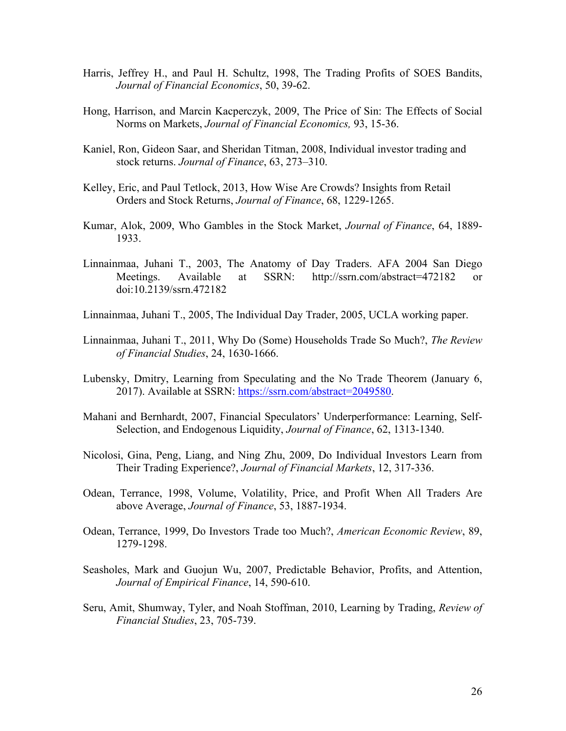Harris, Jeffrey H., and Paul H. Schultz, 1998, The Trading Profits of SOES Bandits, *Journal of Financial Economics*, 50, 39-62.

Hong, Harrison, and Marcin Kacperczyk, 2009, The Price of Sin: The Effects of Social Norms on Markets, *Journal of Financial Economics,* 93, 15-36.

Kaniel, Ron, Gideon Saar, and Sheridan Titman, 2008, Individual investor trading and stock returns. *Journal of Finance*, 63, 273–310.

Kelley, Eric, and Paul Tetlock, 2013, How Wise Are Crowds? Insights from Retail Orders and Stock Returns, *Journal of Finance*, 68, 1229-1265.

Kumar, Alok, 2009, Who Gambles in the Stock Market, *Journal of Finance*, 64, 1889-1933.

Linnainmaa, Juhani T., 2003, The Anatomy of Day Traders. AFA 2004 San Diego Meetings. Available at SSRN: http://ssrn.com/abstract=472182 or doi:10.2139/ssrn.472182

Linnainmaa, Juhani T., 2005, The Individual Day Trader, 2005, UCLA working paper.

Linnainmaa, Juhani T., 2011, Why Do (Some) Households Trade So Much?, *The Review of Financial Studies*, 24, 1630-1666.

Lubensky, Dmitry, Learning from Speculating and the No Trade Theorem (January 6, 2017). Available at SSRN: https://ssrn.com/abstract=2049580.

Mahani and Bernhardt, 2007, Financial Speculators' Underperformance: Learning, Self-Selection, and Endogenous Liquidity, *Journal of Finance*, 62, 1313-1340.

Nicolosi, Gina, Peng, Liang, and Ning Zhu, 2009, Do Individual Investors Learn from Their Trading Experience?, *Journal of Financial Markets*, 12, 317-336.

Odean, Terrance, 1998, Volume, Volatility, Price, and Profit When All Traders Are above Average, *Journal of Finance*, 53, 1887-1934.

Odean, Terrance, 1999, Do Investors Trade too Much?, *American Economic Review*, 89, 1279-1298.

Seasholes, Mark and Guojun Wu, 2007, Predictable Behavior, Profits, and Attention, *Journal of Empirical Finance*, 14, 590-610.

Seru, Amit, Shumway, Tyler, and Noah Stoffman, 2010, Learning by Trading, *Review of Financial Studies*, 23, 705-739.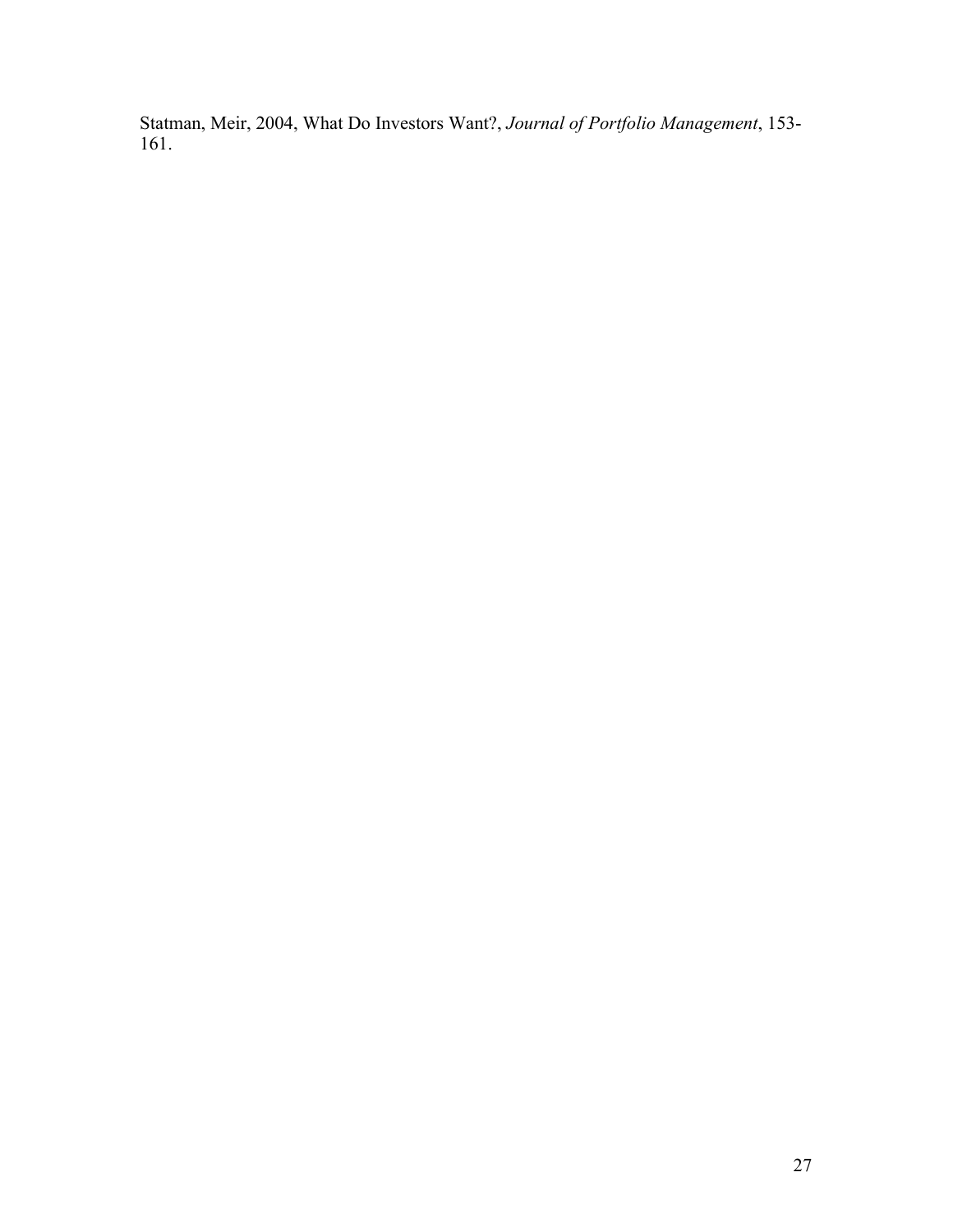Statman, Meir, 2004, What Do Investors Want?, *Journal of Portfolio Management*, 153-161.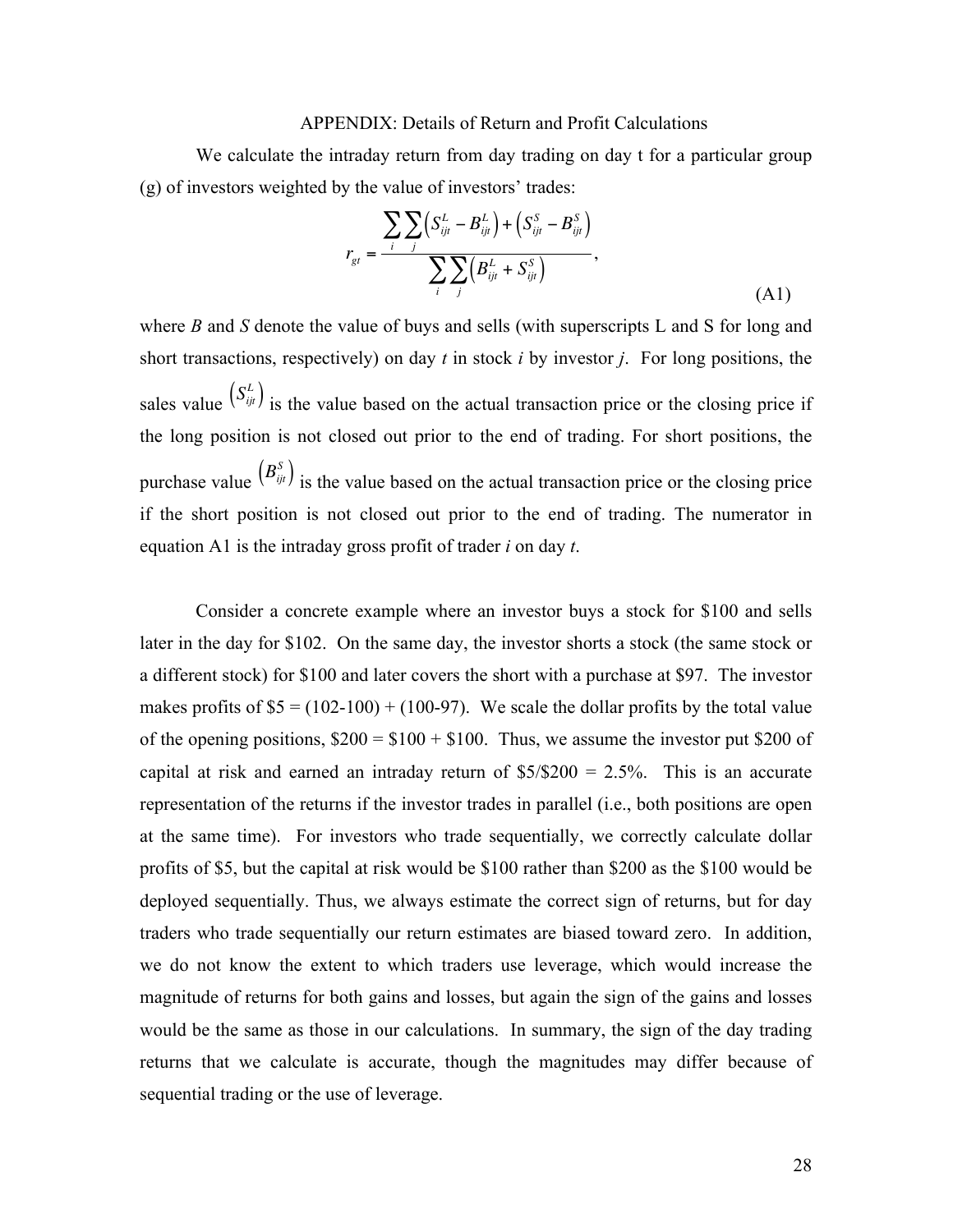## APPENDIX: Details of Return and Profit Calculations

We calculate the intraday return from day trading on day t for a particular group (g) of investors weighted by the value of investors' trades:

$$r_{gt} = \frac{\sum_i \sum_j \left(S_{ijt}^L - B_{ijt}^L\right) + \left(S_{ijt}^S - B_{ijt}^S\right)}{\sum_i \sum_j \left(B_{ijt}^L + S_{ijt}^S\right)}, \tag{A1}$$

where *B* and *S* denote the value of buys and sells (with superscripts L and S for long and short transactions, respectively) on day *t* in stock *i* by investor *j*. For long positions, the sales value $\left(S_{ijt}^L\right)$ is the value based on the actual transaction price or the closing price if the long position is not closed out prior to the end of trading. For short positions, the purchase value $\left(B_{ijt}^S\right)$ is the value based on the actual transaction price or the closing price if the short position is not closed out prior to the end of trading. The numerator in equation A1 is the intraday gross profit of trader *i* on day *t*.

Consider a concrete example where an investor buys a stock for \$100 and sells later in the day for \$102. On the same day, the investor shorts a stock (the same stock or a different stock) for \$100 and later covers the short with a purchase at \$97. The investor makes profits of \$5 = (102-100) + (100-97). We scale the dollar profits by the total value of the opening positions, \$200 = \$100 + \$100. Thus, we assume the investor put \$200 of capital at risk and earned an intraday return of \$5/\$200 = 2.5%. This is an accurate representation of the returns if the investor trades in parallel (i.e., both positions are open at the same time). For investors who trade sequentially, we correctly calculate dollar profits of \$5, but the capital at risk would be \$100 rather than \$200 as the \$100 would be deployed sequentially. Thus, we always estimate the correct sign of returns, but for day traders who trade sequentially our return estimates are biased toward zero. In addition, we do not know the extent to which traders use leverage, which would increase the magnitude of returns for both gains and losses, but again the sign of the gains and losses would be the same as those in our calculations. In summary, the sign of the day trading returns that we calculate is accurate, though the magnitudes may differ because of sequential trading or the use of leverage.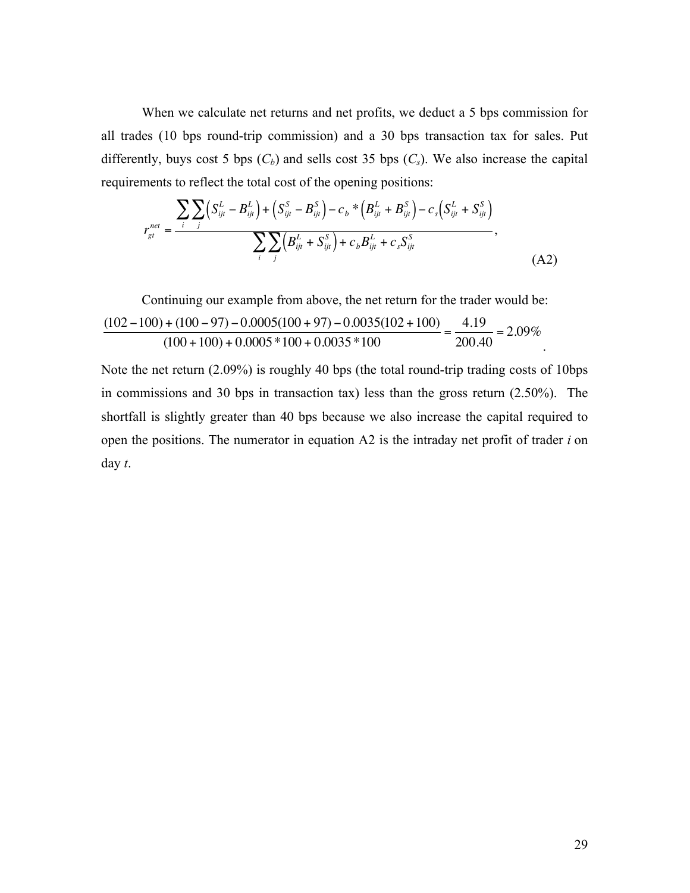When we calculate net returns and net profits, we deduct a 5 bps commission for all trades (10 bps round-trip commission) and a 30 bps transaction tax for sales. Put differently, buys cost 5 bps ($C_b$) and sells cost 35 bps ($C_s$). We also increase the capital requirements to reflect the total cost of the opening positions:

$$r_{gt}^{net} = \frac{\sum_i \sum_j \left(S_{ijt}^L - B_{ijt}^L\right) + \left(S_{ijt}^S - B_{ijt}^S\right) - c_b * \left(B_{ijt}^L + B_{ijt}^S\right) - c_s\left(S_{ijt}^L + S_{ijt}^S\right)}{\sum_i \sum_j \left(B_{ijt}^L + S_{ijt}^S\right) + c_b B_{ijt}^L + c_s S_{ijt}^S}, \tag{A2}$$

Continuing our example from above, the net return for the trader would be:

$$\frac{(102-100)+(100-97)-0.0005(100+97)-0.0035(102+100)}{(100+100)+0.0005*100+0.0035*100} = \frac{4.19}{200.40} = 2.09\%$$

Note the net return (2.09%) is roughly 40 bps (the total round-trip trading costs of 10bps in commissions and 30 bps in transaction tax) less than the gross return (2.50%). The shortfall is slightly greater than 40 bps because we also increase the capital required to open the positions. The numerator in equation A2 is the intraday net profit of trader *i* on day *t*.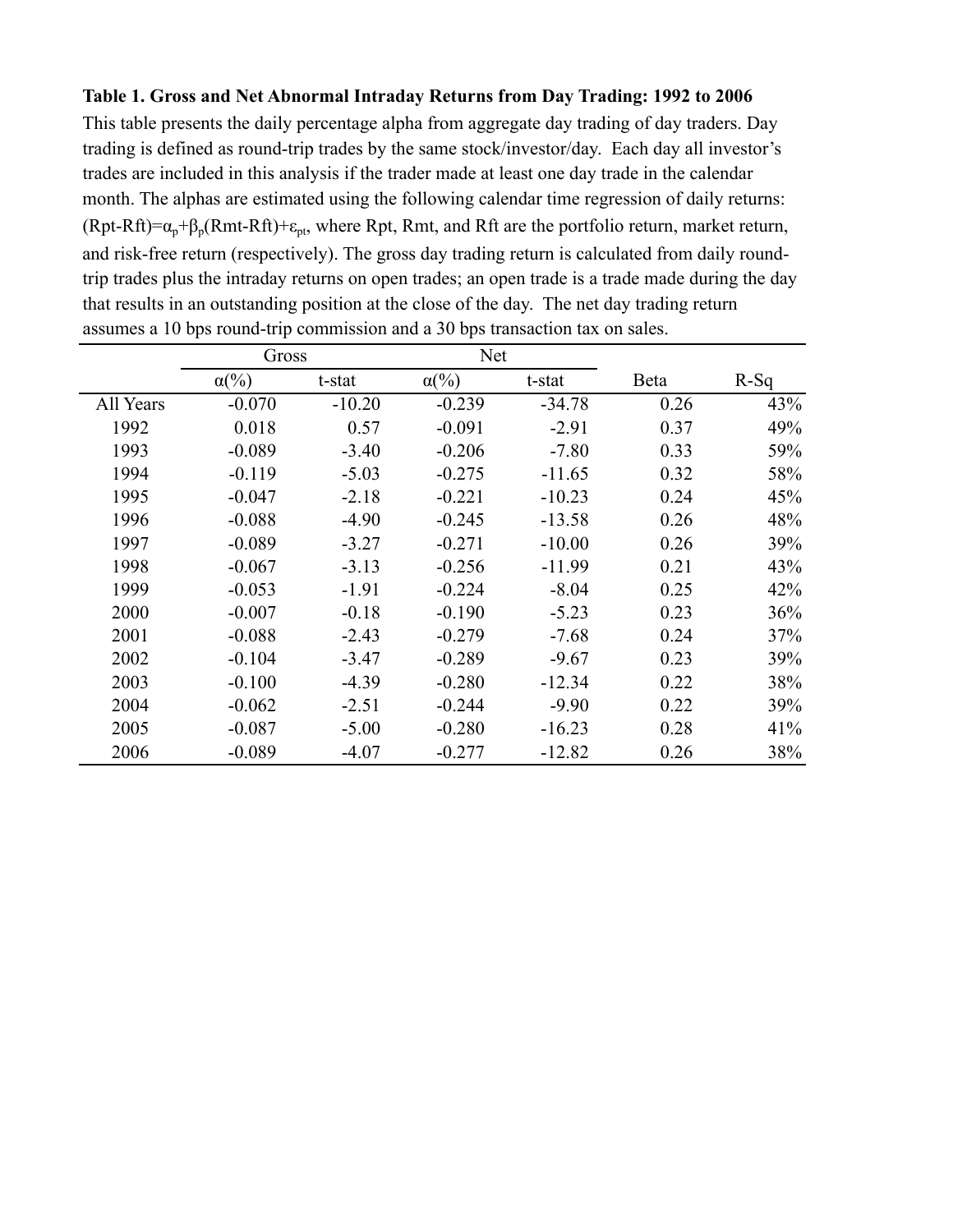**Table 1. Gross and Net Abnormal Intraday Returns from Day Trading: 1992 to 2006**

This table presents the daily percentage alpha from aggregate day trading of day traders. Day trading is defined as round-trip trades by the same stock/investor/day. Each day all investor's trades are included in this analysis if the trader made at least one day trade in the calendar month. The alphas are estimated using the following calendar time regression of daily returns: $(Rpt-Rft)=\alpha_p+\beta_p(Rmt-Rft)+\varepsilon_{pt}$, where Rpt, Rmt, and Rft are the portfolio return, market return, and risk-free return (respectively). The gross day trading return is calculated from daily round-trip trades plus the intraday returns on open trades; an open trade is a trade made during the day that results in an outstanding position at the close of the day. The net day trading return assumes a 10 bps round-trip commission and a 30 bps transaction tax on sales.

| | Gross | | Net | | | |
|---|---|---|---|---|---|---|
| | α(%) | t-stat | α(%) | t-stat | Beta | R-Sq |
| All Years | -0.070 | -10.20 | -0.239 | -34.78 | 0.26 | 43% |
| 1992 | 0.018 | 0.57 | -0.091 | -2.91 | 0.37 | 49% |
| 1993 | -0.089 | -3.40 | -0.206 | -7.80 | 0.33 | 59% |
| 1994 | -0.119 | -5.03 | -0.275 | -11.65 | 0.32 | 58% |
| 1995 | -0.047 | -2.18 | -0.221 | -10.23 | 0.24 | 45% |
| 1996 | -0.088 | -4.90 | -0.245 | -13.58 | 0.26 | 48% |
| 1997 | -0.089 | -3.27 | -0.271 | -10.00 | 0.26 | 39% |
| 1998 | -0.067 | -3.13 | -0.256 | -11.99 | 0.21 | 43% |
| 1999 | -0.053 | -1.91 | -0.224 | -8.04 | 0.25 | 42% |
| 2000 | -0.007 | -0.18 | -0.190 | -5.23 | 0.23 | 36% |
| 2001 | -0.088 | -2.43 | -0.279 | -7.68 | 0.24 | 37% |
| 2002 | -0.104 | -3.47 | -0.289 | -9.67 | 0.23 | 39% |
| 2003 | -0.100 | -4.39 | -0.280 | -12.34 | 0.22 | 38% |
| 2004 | -0.062 | -2.51 | -0.244 | -9.90 | 0.22 | 39% |
| 2005 | -0.087 | -5.00 | -0.280 | -16.23 | 0.28 | 41% |
| 2006 | -0.089 | -4.07 | -0.277 | -12.82 | 0.26 | 38% |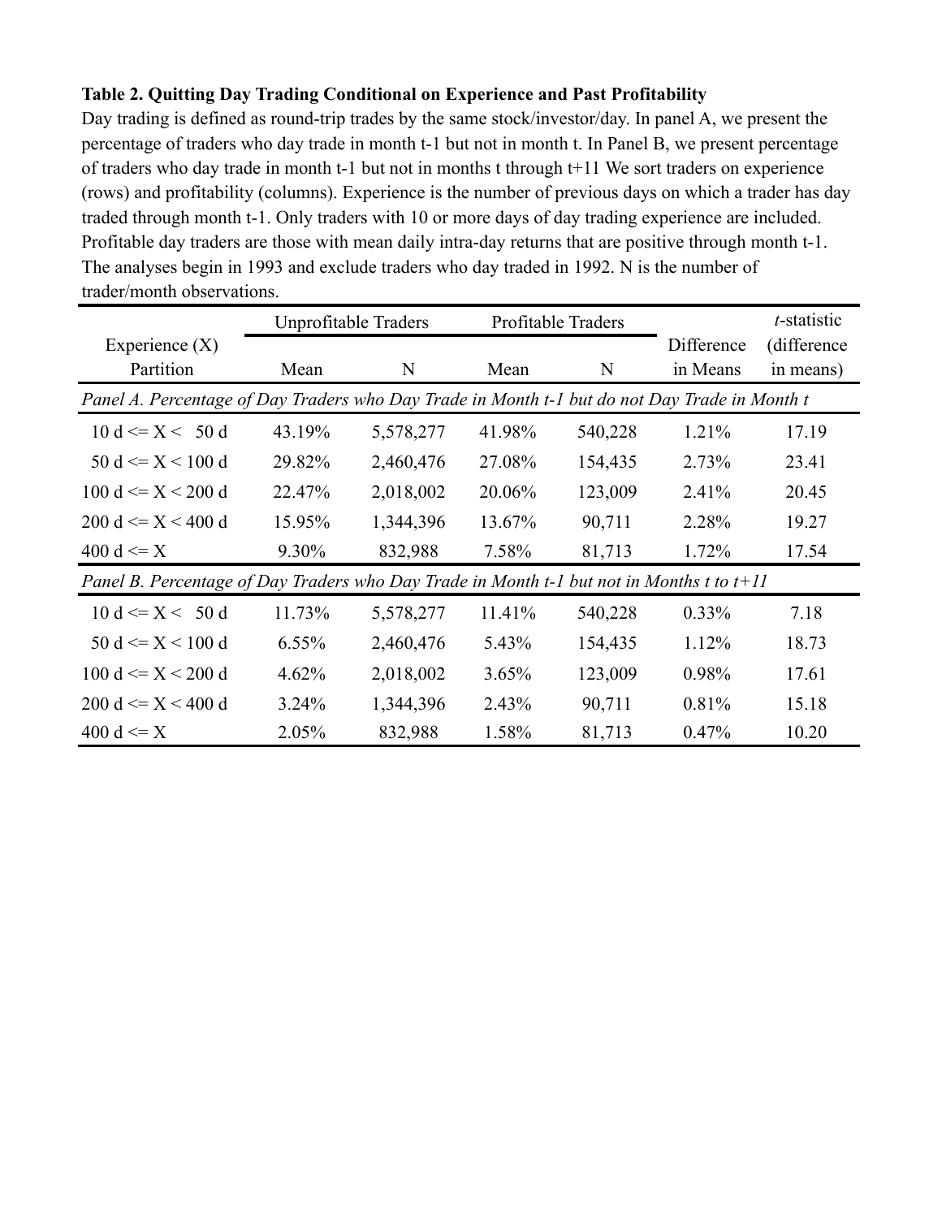**Table 2. Quitting Day Trading Conditional on Experience and Past Profitability**

Day trading is defined as round-trip trades by the same stock/investor/day. In panel A, we present the percentage of traders who day trade in month t-1 but not in month t. In Panel B, we present percentage of traders who day trade in month t-1 but not in months t through t+11 We sort traders on experience (rows) and profitability (columns). Experience is the number of previous days on which a trader has day traded through month t-1. Only traders with 10 or more days of day trading experience are included. Profitable day traders are those with mean daily intra-day returns that are positive through month t-1. The analyses begin in 1993 and exclude traders who day traded in 1992. N is the number of trader/month observations.

| Experience (X) Partition | Unprofitable Traders | | Profitable Traders | | Difference in Means | *t*-statistic (difference in means) |
|---|---|---|---|---|---|---|
| | Mean | N | Mean | N | | |
| *Panel A. Percentage of Day Traders who Day Trade in Month t-1 but do not Day Trade in Month t* | | | | | | |
| 10 d <= X < 50 d | 43.19% | 5,578,277 | 41.98% | 540,228 | 1.21% | 17.19 |
| 50 d <= X < 100 d | 29.82% | 2,460,476 | 27.08% | 154,435 | 2.73% | 23.41 |
| 100 d <= X < 200 d | 22.47% | 2,018,002 | 20.06% | 123,009 | 2.41% | 20.45 |
| 200 d <= X < 400 d | 15.95% | 1,344,396 | 13.67% | 90,711 | 2.28% | 19.27 |
| 400 d <= X | 9.30% | 832,988 | 7.58% | 81,713 | 1.72% | 17.54 |
| *Panel B. Percentage of Day Traders who Day Trade in Month t-1 but not in Months t to t+11* | | | | | | |
| 10 d <= X < 50 d | 11.73% | 5,578,277 | 11.41% | 540,228 | 0.33% | 7.18 |
| 50 d <= X < 100 d | 6.55% | 2,460,476 | 5.43% | 154,435 | 1.12% | 18.73 |
| 100 d <= X < 200 d | 4.62% | 2,018,002 | 3.65% | 123,009 | 0.98% | 17.61 |
| 200 d <= X < 400 d | 3.24% | 1,344,396 | 2.43% | 90,711 | 0.81% | 15.18 |
| 400 d <= X | 2.05% | 832,988 | 1.58% | 81,713 | 0.47% | 10.20 |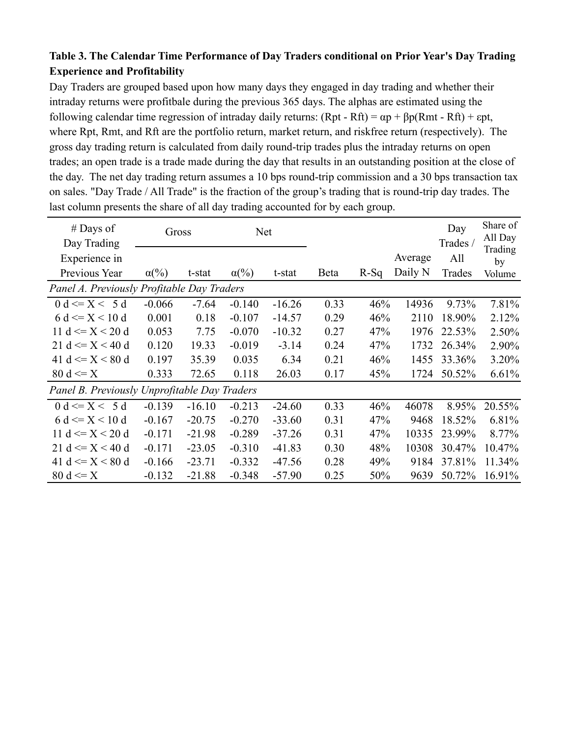**Table 3. The Calendar Time Performance of Day Traders conditional on Prior Year's Day Trading Experience and Profitability**

Day Traders are grouped based upon how many days they engaged in day trading and whether their intraday returns were profitbale during the previous 365 days. The alphas are estimated using the following calendar time regression of intraday daily returns: $(R_{pt} - R_{ft}) = \alpha_p + \beta_p(R_{mt} - R_{ft}) + \varepsilon_{pt}$, where Rpt, Rmt, and Rft are the portfolio return, market return, and riskfree return (respectively). The gross day trading return is calculated from daily round-trip trades plus the intraday returns on open trades; an open trade is a trade made during the day that results in an outstanding position at the close of the day. The net day trading return assumes a 10 bps round-trip commission and a 30 bps transaction tax on sales. "Day Trade / All Trade" is the fraction of the group's trading that is round-trip day trades. The last column presents the share of all day trading accounted for by each group.

| # Days of Day Trading Experience in Previous Year | Gross | | Net | | | | | | |
|---|---|---|---|---|---|---|---|---|---|
| | α(%) | t-stat | α(%) | t-stat | Beta | R-Sq | Average Daily N | Day Trades / All Trades | Share of All Day Trading by Volume |
| *Panel A. Previously Profitable Day Traders* | | | | | | | | | |
| 0 d <= X < 5 d | -0.066 | -7.64 | -0.140 | -16.26 | 0.33 | 46% | 14936 | 9.73% | 7.81% |
| 6 d <= X < 10 d | 0.001 | 0.18 | -0.107 | -14.57 | 0.29 | 46% | 2110 | 18.90% | 2.12% |
| 11 d <= X < 20 d | 0.053 | 7.75 | -0.070 | -10.32 | 0.27 | 47% | 1976 | 22.53% | 2.50% |
| 21 d <= X < 40 d | 0.120 | 19.33 | -0.019 | -3.14 | 0.24 | 47% | 1732 | 26.34% | 2.90% |
| 41 d <= X < 80 d | 0.197 | 35.39 | 0.035 | 6.34 | 0.21 | 46% | 1455 | 33.36% | 3.20% |
| 80 d <= X | 0.333 | 72.65 | 0.118 | 26.03 | 0.17 | 45% | 1724 | 50.52% | 6.61% |
| *Panel B. Previously Unprofitable Day Traders* | | | | | | | | | |
| 0 d <= X < 5 d | -0.139 | -16.10 | -0.213 | -24.60 | 0.33 | 46% | 46078 | 8.95% | 20.55% |
| 6 d <= X < 10 d | -0.167 | -20.75 | -0.270 | -33.60 | 0.31 | 47% | 9468 | 18.52% | 6.81% |
| 11 d <= X < 20 d | -0.171 | -21.98 | -0.289 | -37.26 | 0.31 | 47% | 10335 | 23.99% | 8.77% |
| 21 d <= X < 40 d | -0.171 | -23.05 | -0.310 | -41.83 | 0.30 | 48% | 10308 | 30.47% | 10.47% |
| 41 d <= X < 80 d | -0.166 | -23.71 | -0.332 | -47.56 | 0.28 | 49% | 9184 | 37.81% | 11.34% |
| 80 d <= X | -0.132 | -21.88 | -0.348 | -57.90 | 0.25 | 50% | 9639 | 50.72% | 16.91% |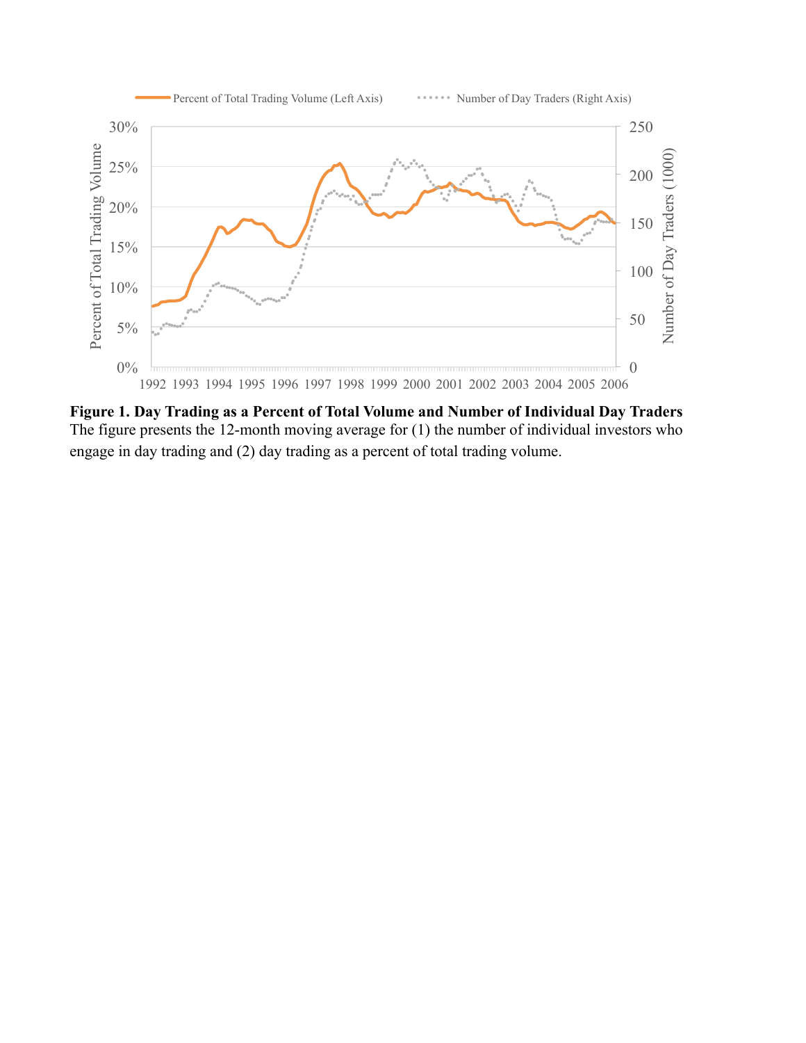**Figure 1. Day Trading as a Percent of Total Volume and Number of Individual Day Traders**
The figure presents the 12-month moving average for (1) the number of individual investors who engage in day trading and (2) day trading as a percent of total trading volume.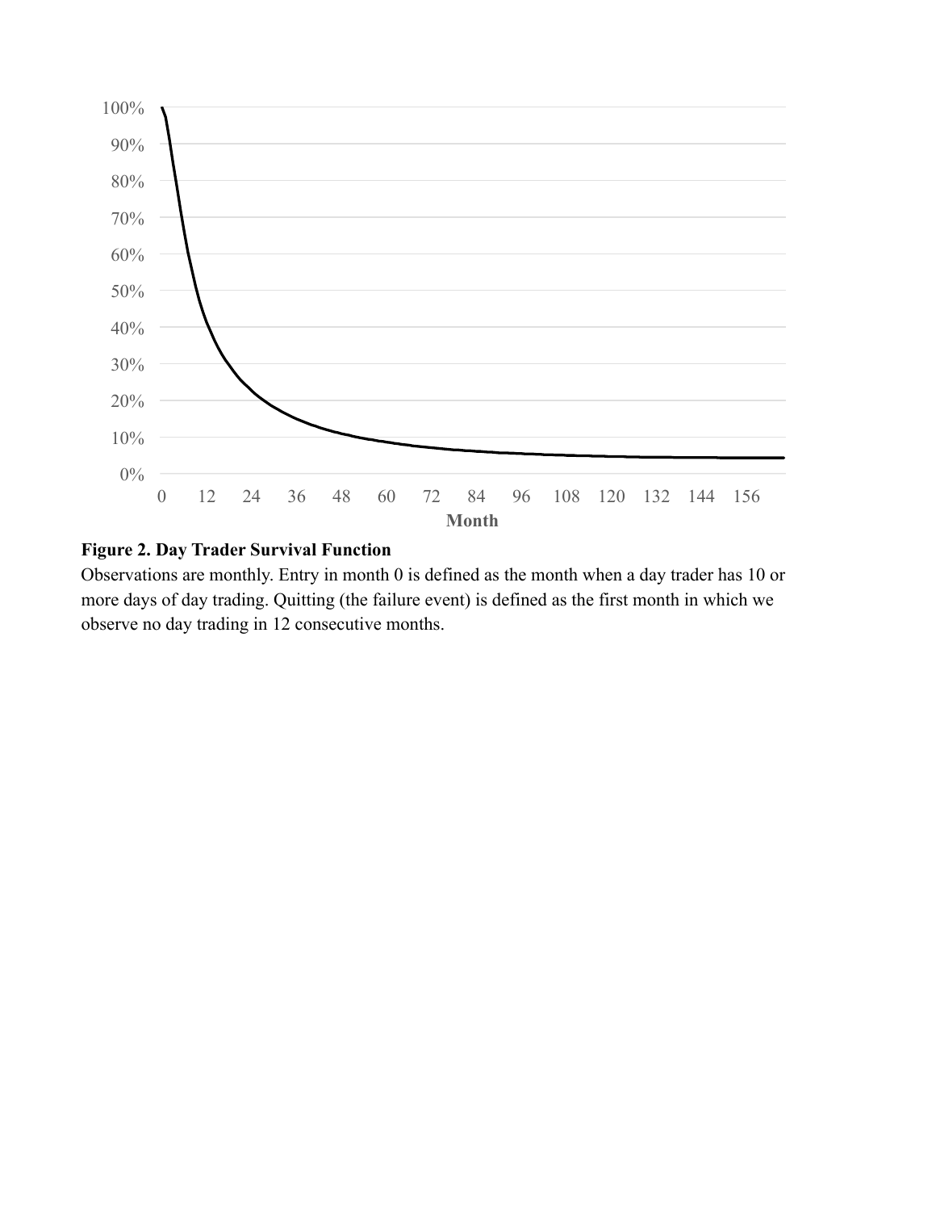**Figure 2. Day Trader Survival Function**

Observations are monthly. Entry in month 0 is defined as the month when a day trader has 10 or more days of day trading. Quitting (the failure event) is defined as the first month in which we observe no day trading in 12 consecutive months.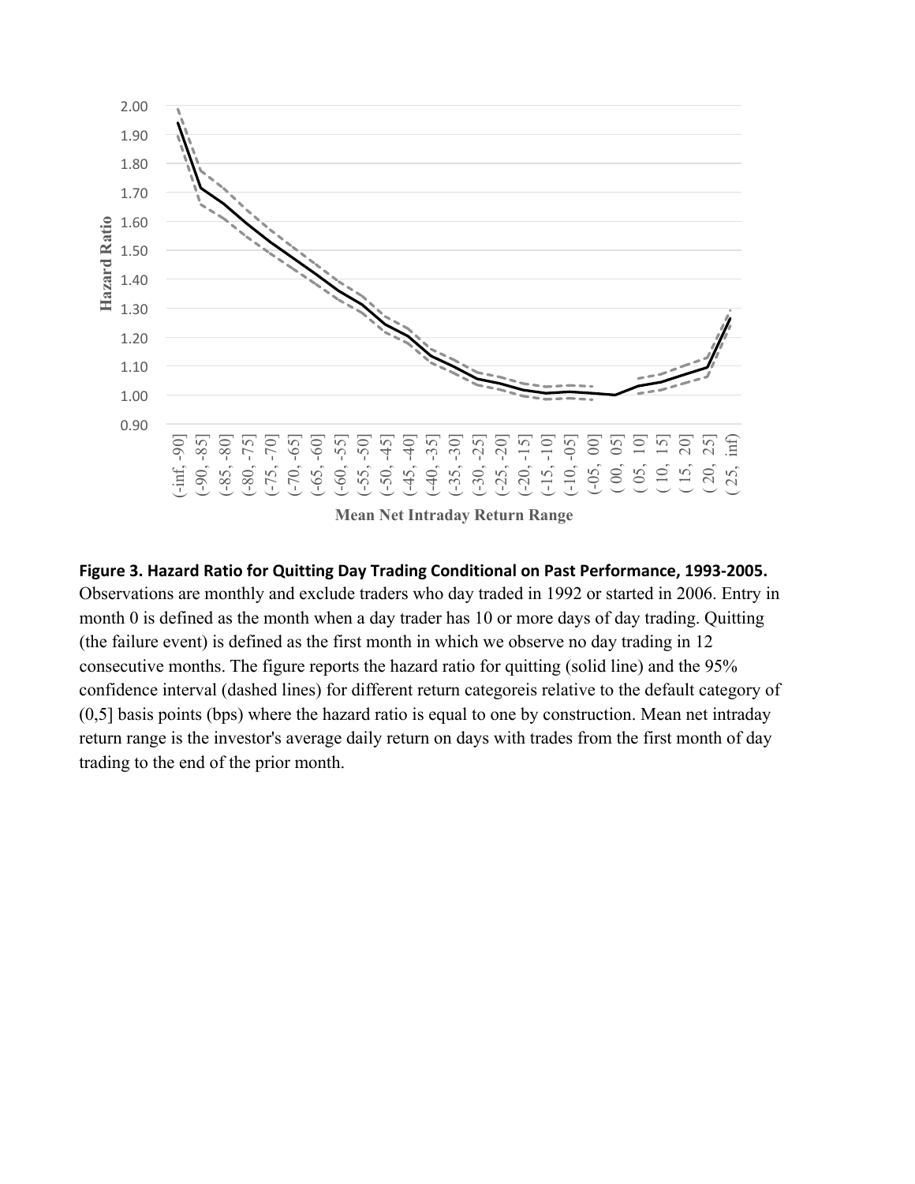**Figure 3. Hazard Ratio for Quitting Day Trading Conditional on Past Performance, 1993-2005.** Observations are monthly and exclude traders who day traded in 1992 or started in 2006. Entry in month 0 is defined as the month when a day trader has 10 or more days of day trading. Quitting (the failure event) is defined as the first month in which we observe no day trading in 12 consecutive months. The figure reports the hazard ratio for quitting (solid line) and the 95% confidence interval (dashed lines) for different return categoreis relative to the default category of (0,5] basis points (bps) where the hazard ratio is equal to one by construction. Mean net intraday return range is the investor's average daily return on days with trades from the first month of day trading to the end of the prior month.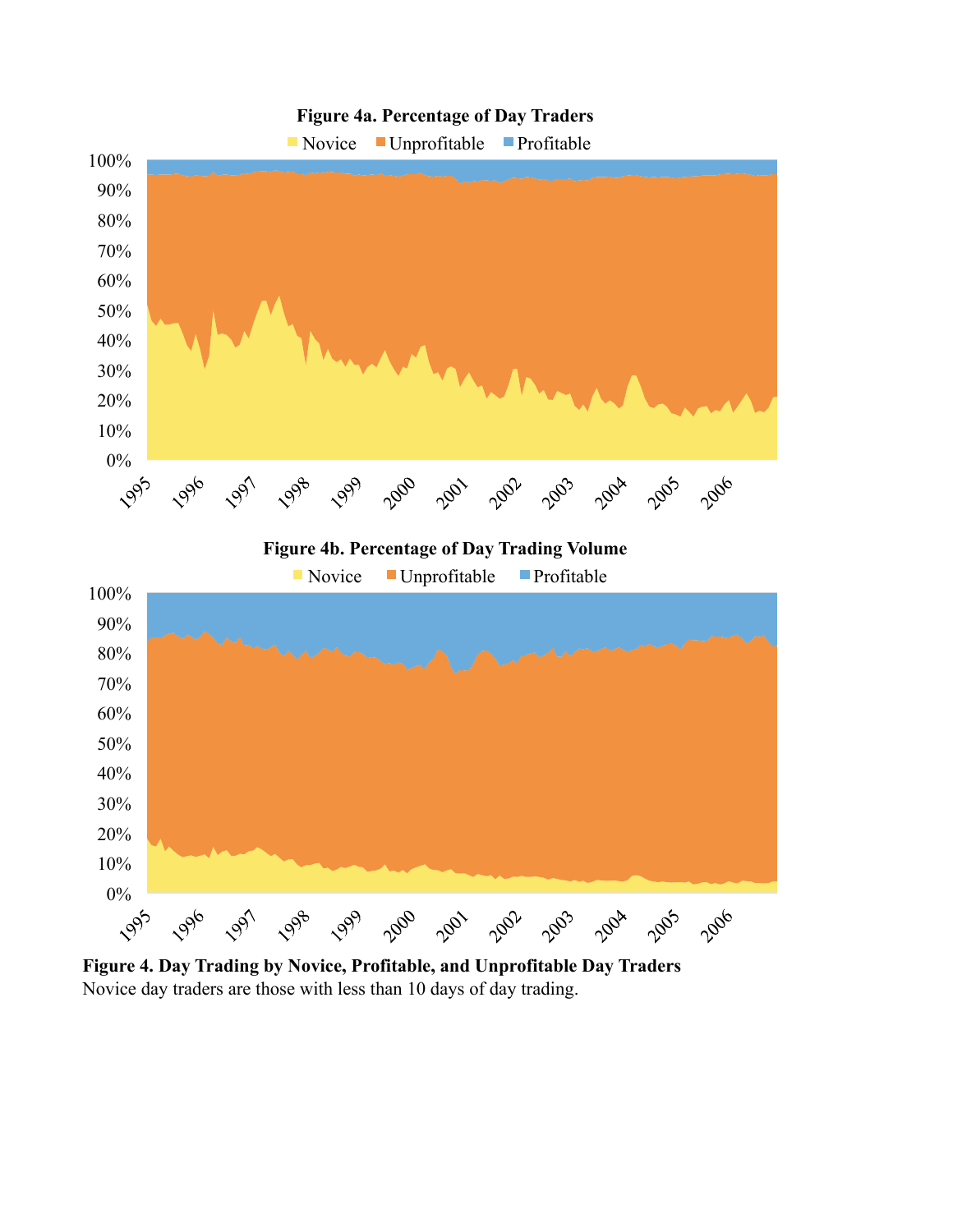**Figure 4a. Percentage of Day Traders**

Novice Unprofitable Profitable

100%
90%
80%
70%
60%
50%
40%
30%
20%
10%
0%

1995 1996 1997 1998 1999 2000 2001 2002 2003 2004 2005 2006

**Figure 4b. Percentage of Day Trading Volume**

Novice Unprofitable Profitable

100%
90%
80%
70%
60%
50%
40%
30%
20%
10%
0%

1995 1996 1997 1998 1999 2000 2001 2002 2003 2004 2005 2006

**Figure 4. Day Trading by Novice, Profitable, and Unprofitable Day Traders**
Novice day traders are those with less than 10 days of day trading.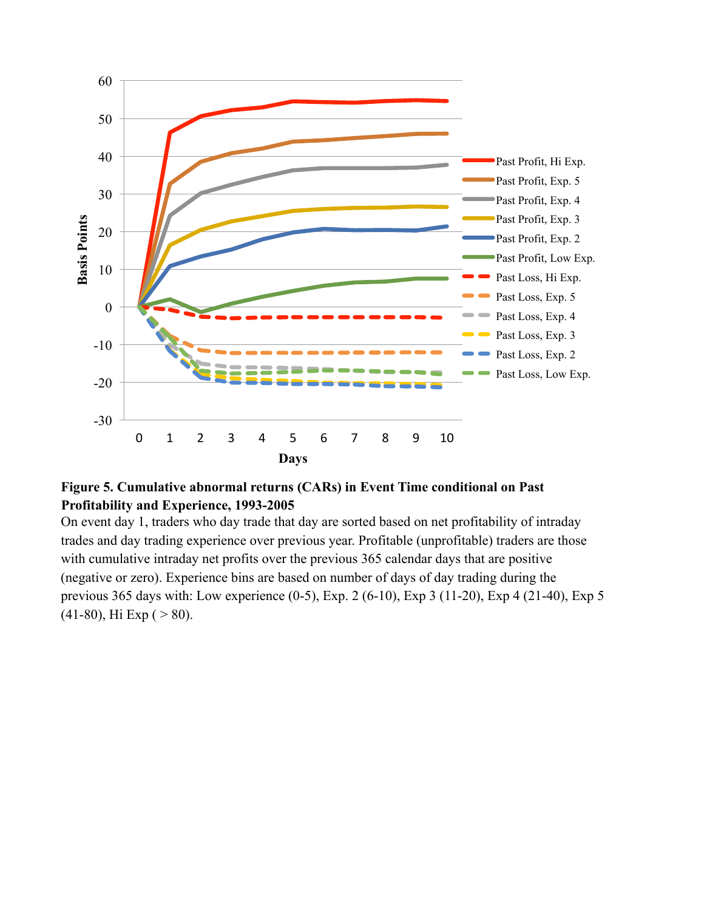60
50
40
30
20
10
0
-10
-20
-30

Basis Points

0 1 2 3 4 5 6 7 8 9 10

Days

Past Profit, Hi Exp.
Past Profit, Exp. 5
Past Profit, Exp. 4
Past Profit, Exp. 3
Past Profit, Exp. 2
Past Profit, Low Exp.
Past Loss, Hi Exp.
Past Loss, Exp. 5
Past Loss, Exp. 4
Past Loss, Exp. 3
Past Loss, Exp. 2
Past Loss, Low Exp.

**Figure 5. Cumulative abnormal returns (CARs) in Event Time conditional on Past Profitability and Experience, 1993-2005**

On event day 1, traders who day trade that day are sorted based on net profitability of intraday trades and day trading experience over previous year. Profitable (unprofitable) traders are those with cumulative intraday net profits over the previous 365 calendar days that are positive (negative or zero). Experience bins are based on number of days of day trading during the previous 365 days with: Low experience (0-5), Exp. 2 (6-10), Exp 3 (11-20), Exp 4 (21-40), Exp 5 (41-80), Hi Exp ( > 80).